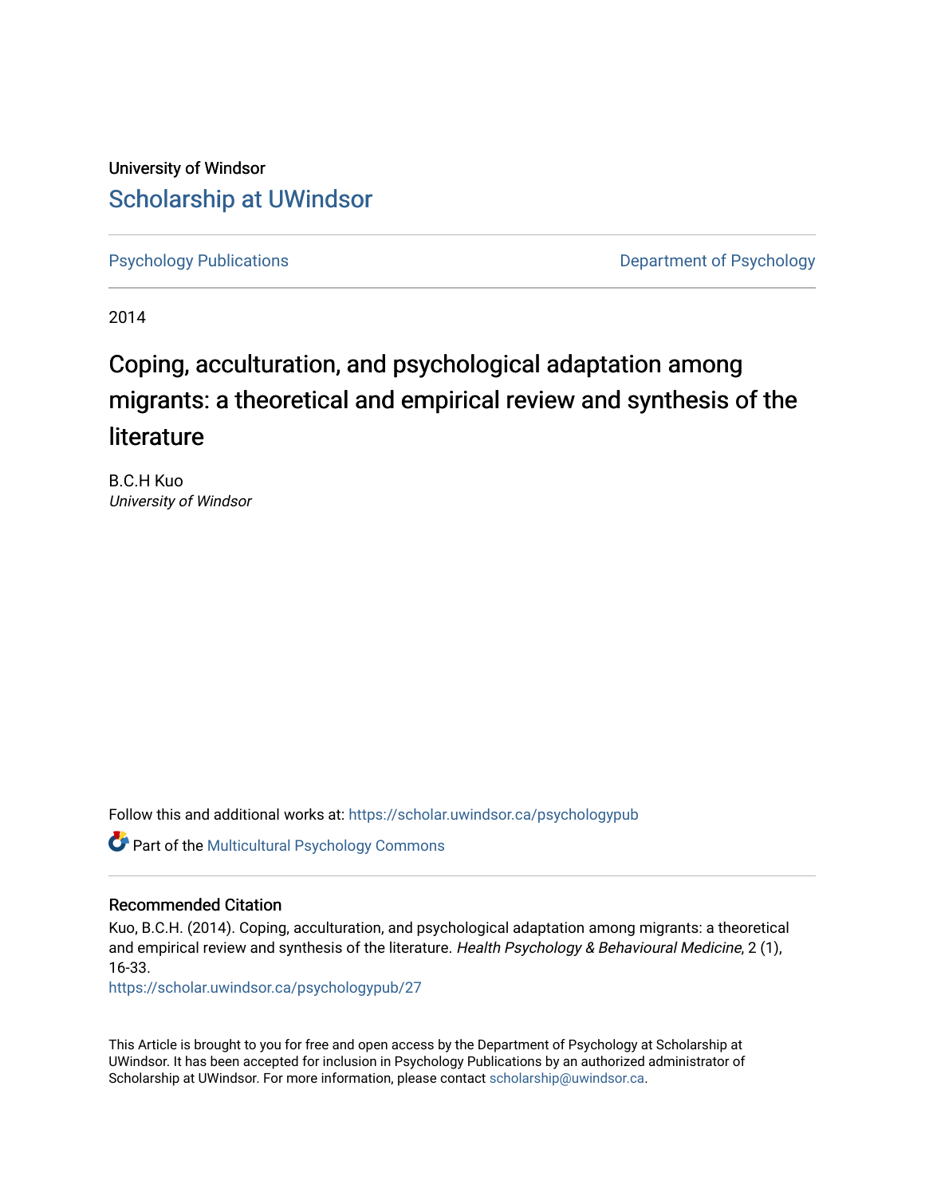University of Windsor

# Scholarship at UWindsor

Psychology Publications

Department of Psychology

2014

## Coping, acculturation, and psychological adaptation among migrants: a theoretical and empirical review and synthesis of the literature

B.C.H Kuo
*University of Windsor*

Follow this and additional works at: https://scholar.uwindsor.ca/psychologypub

Part of the Multicultural Psychology Commons

### Recommended Citation

Kuo, B.C.H. (2014). Coping, acculturation, and psychological adaptation among migrants: a theoretical and empirical review and synthesis of the literature. *Health Psychology & Behavioural Medicine*, 2 (1), 16-33.
https://scholar.uwindsor.ca/psychologypub/27

This Article is brought to you for free and open access by the Department of Psychology at Scholarship at UWindsor. It has been accepted for inclusion in Psychology Publications by an authorized administrator of Scholarship at UWindsor. For more information, please contact scholarship@uwindsor.ca.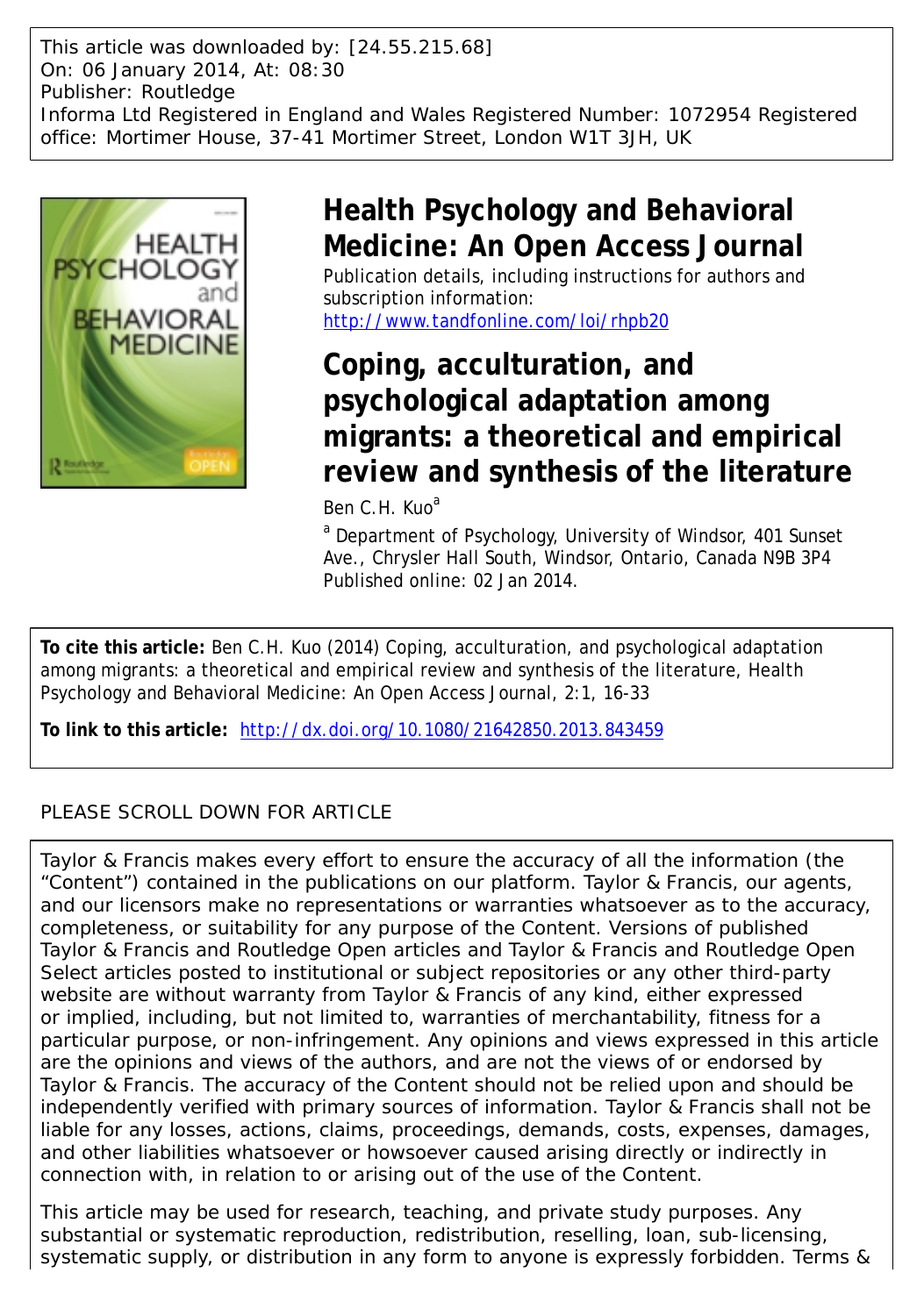This article was downloaded by: [24.55.215.68]
On: 06 January 2014, At: 08:30
Publisher: Routledge
Informa Ltd Registered in England and Wales Registered Number: 1072954 Registered office: Mortimer House, 37-41 Mortimer Street, London W1T 3JH, UK

# Health Psychology and Behavioral Medicine: An Open Access Journal

Publication details, including instructions for authors and subscription information:
http://www.tandfonline.com/loi/rhpb20

# Coping, acculturation, and psychological adaptation among migrants: a theoretical and empirical review and synthesis of the literature

Ben C.H. Kuo[a]

[a] Department of Psychology, University of Windsor, 401 Sunset Ave., Chrysler Hall South, Windsor, Ontario, Canada N9B 3P4
Published online: 02 Jan 2014.

**To cite this article:** Ben C.H. Kuo (2014) Coping, acculturation, and psychological adaptation among migrants: a theoretical and empirical review and synthesis of the literature, Health Psychology and Behavioral Medicine: An Open Access Journal, 2:1, 16-33

**To link to this article:** http://dx.doi.org/10.1080/21642850.2013.843459

PLEASE SCROLL DOWN FOR ARTICLE

Taylor & Francis makes every effort to ensure the accuracy of all the information (the "Content") contained in the publications on our platform. Taylor & Francis, our agents, and our licensors make no representations or warranties whatsoever as to the accuracy, completeness, or suitability for any purpose of the Content. Versions of published Taylor & Francis and Routledge Open articles and Taylor & Francis and Routledge Open Select articles posted to institutional or subject repositories or any other third-party website are without warranty from Taylor & Francis of any kind, either expressed or implied, including, but not limited to, warranties of merchantability, fitness for a particular purpose, or non-infringement. Any opinions and views expressed in this article are the opinions and views of the authors, and are not the views of or endorsed by Taylor & Francis. The accuracy of the Content should not be relied upon and should be independently verified with primary sources of information. Taylor & Francis shall not be liable for any losses, actions, claims, proceedings, demands, costs, expenses, damages, and other liabilities whatsoever or howsoever caused arising directly or indirectly in connection with, in relation to or arising out of the use of the Content.

This article may be used for research, teaching, and private study purposes. Any substantial or systematic reproduction, redistribution, reselling, loan, sub-licensing, systematic supply, or distribution in any form to anyone is expressly forbidden. Terms &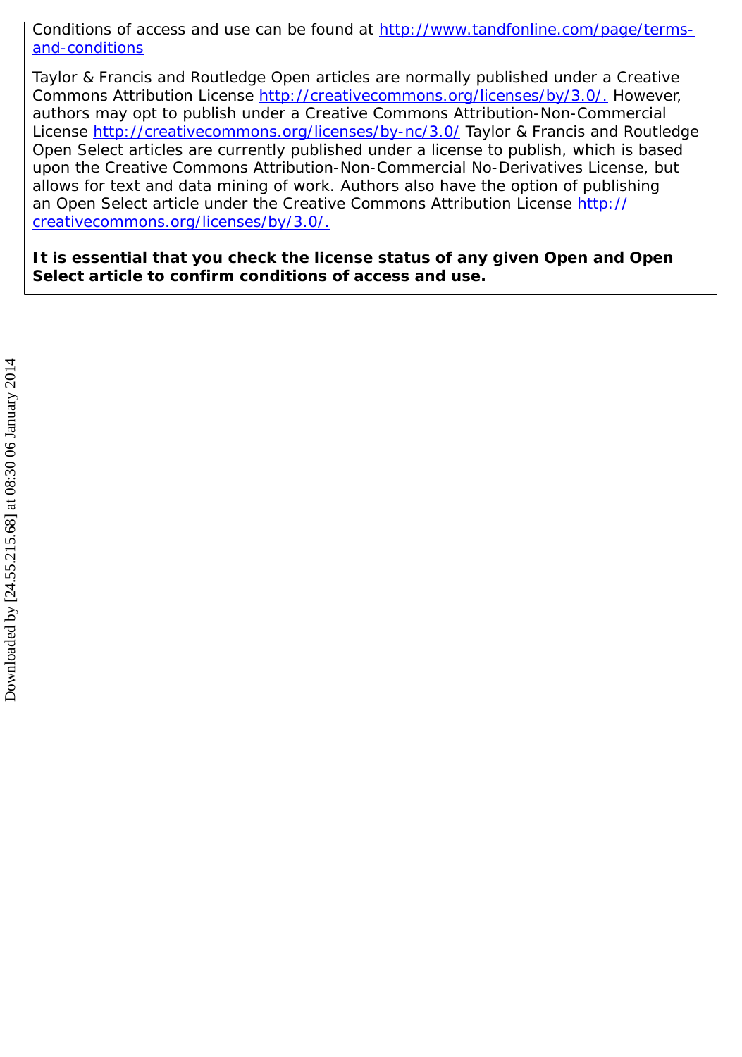Conditions of access and use can be found at http://www.tandfonline.com/page/terms-and-conditions

Taylor & Francis and Routledge Open articles are normally published under a Creative Commons Attribution License http://creativecommons.org/licenses/by/3.0/. However, authors may opt to publish under a Creative Commons Attribution-Non-Commercial License http://creativecommons.org/licenses/by-nc/3.0/ Taylor & Francis and Routledge Open Select articles are currently published under a license to publish, which is based upon the Creative Commons Attribution-Non-Commercial No-Derivatives License, but allows for text and data mining of work. Authors also have the option of publishing an Open Select article under the Creative Commons Attribution License http://creativecommons.org/licenses/by/3.0/.

**It is essential that you check the license status of any given Open and Open Select article to confirm conditions of access and use.**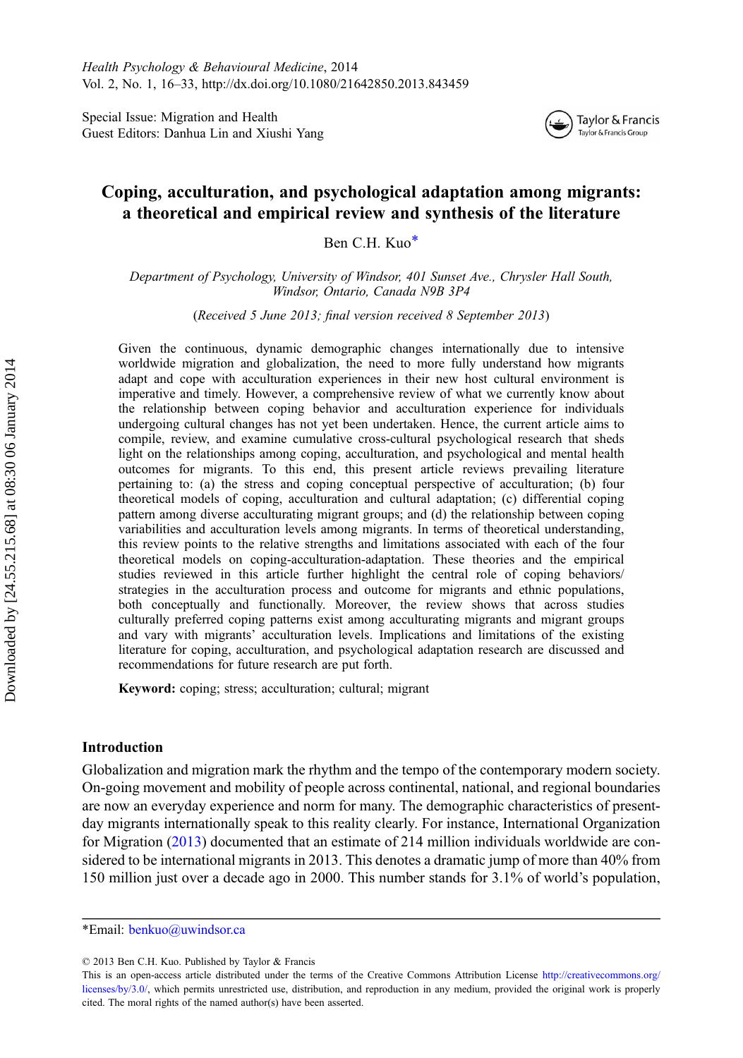Special Issue: Migration and Health
Guest Editors: Danhua Lin and Xiushi Yang

# Coping, acculturation, and psychological adaptation among migrants: a theoretical and empirical review and synthesis of the literature

Ben C.H. Kuo*

*Department of Psychology, University of Windsor, 401 Sunset Ave., Chrysler Hall South, Windsor, Ontario, Canada N9B 3P4*

(*Received 5 June 2013; final version received 8 September 2013*)

Given the continuous, dynamic demographic changes internationally due to intensive worldwide migration and globalization, the need to more fully understand how migrants adapt and cope with acculturation experiences in their new host cultural environment is imperative and timely. However, a comprehensive review of what we currently know about the relationship between coping behavior and acculturation experience for individuals undergoing cultural changes has not yet been undertaken. Hence, the current article aims to compile, review, and examine cumulative cross-cultural psychological research that sheds light on the relationships among coping, acculturation, and psychological and mental health outcomes for migrants. To this end, this present article reviews prevailing literature pertaining to: (a) the stress and coping conceptual perspective of acculturation; (b) four theoretical models of coping, acculturation and cultural adaptation; (c) differential coping pattern among diverse acculturating migrant groups; and (d) the relationship between coping variabilities and acculturation levels among migrants. In terms of theoretical understanding, this review points to the relative strengths and limitations associated with each of the four theoretical models on coping-acculturation-adaptation. These theories and the empirical studies reviewed in this article further highlight the central role of coping behaviors/strategies in the acculturation process and outcome for migrants and ethnic populations, both conceptually and functionally. Moreover, the review shows that across studies culturally preferred coping patterns exist among acculturating migrants and migrant groups and vary with migrants' acculturation levels. Implications and limitations of the existing literature for coping, acculturation, and psychological adaptation research are discussed and recommendations for future research are put forth.

**Keyword:** coping; stress; acculturation; cultural; migrant

## Introduction

Globalization and migration mark the rhythm and the tempo of the contemporary modern society. On-going movement and mobility of people across continental, national, and regional boundaries are now an everyday experience and norm for many. The demographic characteristics of present-day migrants internationally speak to this reality clearly. For instance, International Organization for Migration (2013) documented that an estimate of 214 million individuals worldwide are considered to be international migrants in 2013. This denotes a dramatic jump of more than 40% from 150 million just over a decade ago in 2000. This number stands for 3.1% of world's population,

*Email: benkuo@uwindsor.ca

© 2013 Ben C.H. Kuo. Published by Taylor & Francis
This is an open-access article distributed under the terms of the Creative Commons Attribution License http://creativecommons.org/licenses/by/3.0/, which permits unrestricted use, distribution, and reproduction in any medium, provided the original work is properly cited. The moral rights of the named author(s) have been asserted.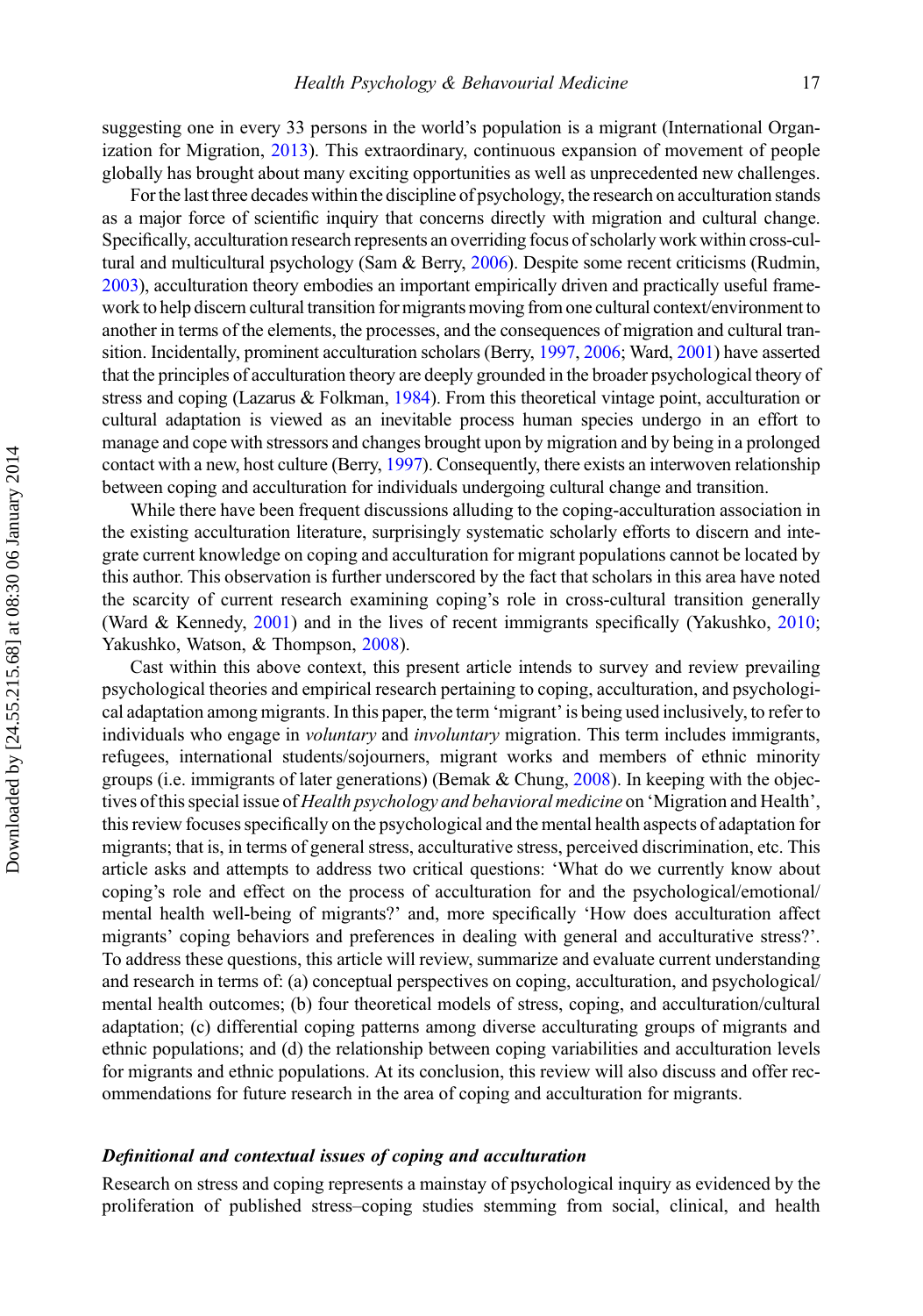suggesting one in every 33 persons in the world's population is a migrant (International Organization for Migration, 2013). This extraordinary, continuous expansion of movement of people globally has brought about many exciting opportunities as well as unprecedented new challenges.

For the last three decades within the discipline of psychology, the research on acculturation stands as a major force of scientific inquiry that concerns directly with migration and cultural change. Specifically, acculturation research represents an overriding focus of scholarly work within cross-cultural and multicultural psychology (Sam & Berry, 2006). Despite some recent criticisms (Rudmin, 2003), acculturation theory embodies an important empirically driven and practically useful framework to help discern cultural transition for migrants moving from one cultural context/environment to another in terms of the elements, the processes, and the consequences of migration and cultural transition. Incidentally, prominent acculturation scholars (Berry, 1997, 2006; Ward, 2001) have asserted that the principles of acculturation theory are deeply grounded in the broader psychological theory of stress and coping (Lazarus & Folkman, 1984). From this theoretical vintage point, acculturation or cultural adaptation is viewed as an inevitable process human species undergo in an effort to manage and cope with stressors and changes brought upon by migration and by being in a prolonged contact with a new, host culture (Berry, 1997). Consequently, there exists an interwoven relationship between coping and acculturation for individuals undergoing cultural change and transition.

While there have been frequent discussions alluding to the coping-acculturation association in the existing acculturation literature, surprisingly systematic scholarly efforts to discern and integrate current knowledge on coping and acculturation for migrant populations cannot be located by this author. This observation is further underscored by the fact that scholars in this area have noted the scarcity of current research examining coping's role in cross-cultural transition generally (Ward & Kennedy, 2001) and in the lives of recent immigrants specifically (Yakushko, 2010; Yakushko, Watson, & Thompson, 2008).

Cast within this above context, this present article intends to survey and review prevailing psychological theories and empirical research pertaining to coping, acculturation, and psychological adaptation among migrants. In this paper, the term 'migrant' is being used inclusively, to refer to individuals who engage in *voluntary* and *involuntary* migration. This term includes immigrants, refugees, international students/sojourners, migrant works and members of ethnic minority groups (i.e. immigrants of later generations) (Bemak & Chung, 2008). In keeping with the objectives of this special issue of *Health psychology and behavioral medicine* on 'Migration and Health', this review focuses specifically on the psychological and the mental health aspects of adaptation for migrants; that is, in terms of general stress, acculturative stress, perceived discrimination, etc. This article asks and attempts to address two critical questions: 'What do we currently know about coping's role and effect on the process of acculturation for and the psychological/emotional/mental health well-being of migrants?' and, more specifically 'How does acculturation affect migrants' coping behaviors and preferences in dealing with general and acculturative stress?'. To address these questions, this article will review, summarize and evaluate current understanding and research in terms of: (a) conceptual perspectives on coping, acculturation, and psychological/mental health outcomes; (b) four theoretical models of stress, coping, and acculturation/cultural adaptation; (c) differential coping patterns among diverse acculturating groups of migrants and ethnic populations; and (d) the relationship between coping variabilities and acculturation levels for migrants and ethnic populations. At its conclusion, this review will also discuss and offer recommendations for future research in the area of coping and acculturation for migrants.

### *Definitional and contextual issues of coping and acculturation*

Research on stress and coping represents a mainstay of psychological inquiry as evidenced by the proliferation of published stress–coping studies stemming from social, clinical, and health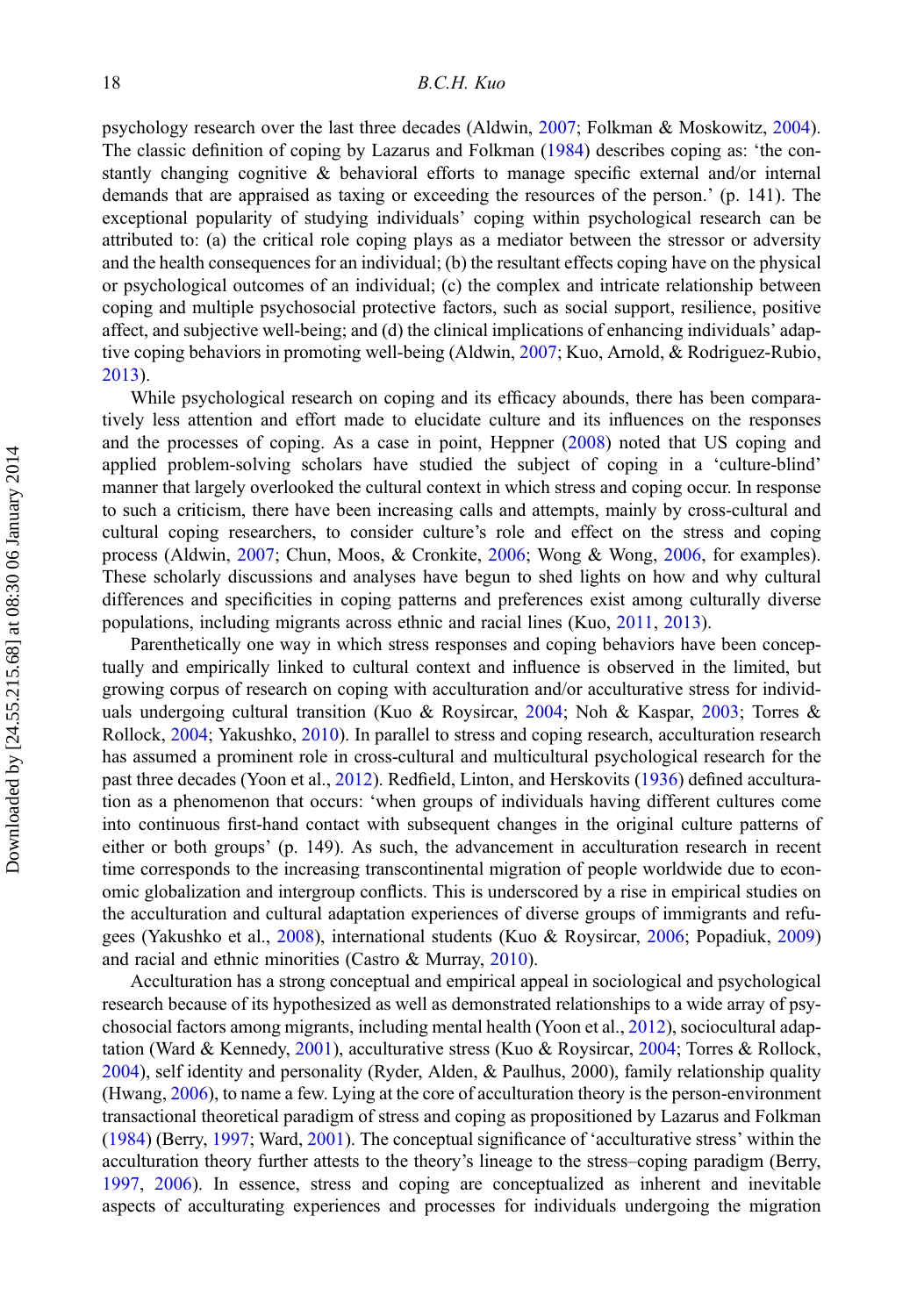psychology research over the last three decades (Aldwin, 2007; Folkman & Moskowitz, 2004). The classic definition of coping by Lazarus and Folkman (1984) describes coping as: 'the constantly changing cognitive & behavioral efforts to manage specific external and/or internal demands that are appraised as taxing or exceeding the resources of the person.' (p. 141). The exceptional popularity of studying individuals' coping within psychological research can be attributed to: (a) the critical role coping plays as a mediator between the stressor or adversity and the health consequences for an individual; (b) the resultant effects coping have on the physical or psychological outcomes of an individual; (c) the complex and intricate relationship between coping and multiple psychosocial protective factors, such as social support, resilience, positive affect, and subjective well-being; and (d) the clinical implications of enhancing individuals' adaptive coping behaviors in promoting well-being (Aldwin, 2007; Kuo, Arnold, & Rodriguez-Rubio, 2013).

While psychological research on coping and its efficacy abounds, there has been comparatively less attention and effort made to elucidate culture and its influences on the responses and the processes of coping. As a case in point, Heppner (2008) noted that US coping and applied problem-solving scholars have studied the subject of coping in a 'culture-blind' manner that largely overlooked the cultural context in which stress and coping occur. In response to such a criticism, there have been increasing calls and attempts, mainly by cross-cultural and cultural coping researchers, to consider culture's role and effect on the stress and coping process (Aldwin, 2007; Chun, Moos, & Cronkite, 2006; Wong & Wong, 2006, for examples). These scholarly discussions and analyses have begun to shed lights on how and why cultural differences and specificities in coping patterns and preferences exist among culturally diverse populations, including migrants across ethnic and racial lines (Kuo, 2011, 2013).

Parenthetically one way in which stress responses and coping behaviors have been conceptually and empirically linked to cultural context and influence is observed in the limited, but growing corpus of research on coping with acculturation and/or acculturative stress for individuals undergoing cultural transition (Kuo & Roysircar, 2004; Noh & Kaspar, 2003; Torres & Rollock, 2004; Yakushko, 2010). In parallel to stress and coping research, acculturation research has assumed a prominent role in cross-cultural and multicultural psychological research for the past three decades (Yoon et al., 2012). Redfield, Linton, and Herskovits (1936) defined acculturation as a phenomenon that occurs: 'when groups of individuals having different cultures come into continuous first-hand contact with subsequent changes in the original culture patterns of either or both groups' (p. 149). As such, the advancement in acculturation research in recent time corresponds to the increasing transcontinental migration of people worldwide due to economic globalization and intergroup conflicts. This is underscored by a rise in empirical studies on the acculturation and cultural adaptation experiences of diverse groups of immigrants and refugees (Yakushko et al., 2008), international students (Kuo & Roysircar, 2006; Popadiuk, 2009) and racial and ethnic minorities (Castro & Murray, 2010).

Acculturation has a strong conceptual and empirical appeal in sociological and psychological research because of its hypothesized as well as demonstrated relationships to a wide array of psychosocial factors among migrants, including mental health (Yoon et al., 2012), sociocultural adaptation (Ward & Kennedy, 2001), acculturative stress (Kuo & Roysircar, 2004; Torres & Rollock, 2004), self identity and personality (Ryder, Alden, & Paulhus, 2000), family relationship quality (Hwang, 2006), to name a few. Lying at the core of acculturation theory is the person-environment transactional theoretical paradigm of stress and coping as propositioned by Lazarus and Folkman (1984) (Berry, 1997; Ward, 2001). The conceptual significance of 'acculturative stress' within the acculturation theory further attests to the theory's lineage to the stress–coping paradigm (Berry, 1997, 2006). In essence, stress and coping are conceptualized as inherent and inevitable aspects of acculturating experiences and processes for individuals undergoing the migration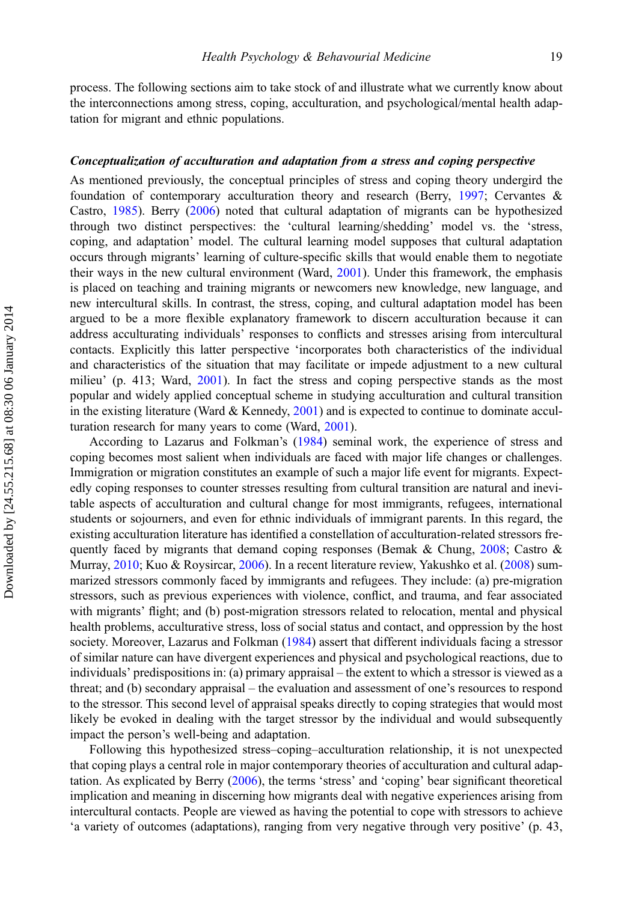process. The following sections aim to take stock of and illustrate what we currently know about the interconnections among stress, coping, acculturation, and psychological/mental health adaptation for migrant and ethnic populations.

### *Conceptualization of acculturation and adaptation from a stress and coping perspective*

As mentioned previously, the conceptual principles of stress and coping theory undergird the foundation of contemporary acculturation theory and research (Berry, 1997; Cervantes & Castro, 1985). Berry (2006) noted that cultural adaptation of migrants can be hypothesized through two distinct perspectives: the 'cultural learning/shedding' model vs. the 'stress, coping, and adaptation' model. The cultural learning model supposes that cultural adaptation occurs through migrants' learning of culture-specific skills that would enable them to negotiate their ways in the new cultural environment (Ward, 2001). Under this framework, the emphasis is placed on teaching and training migrants or newcomers new knowledge, new language, and new intercultural skills. In contrast, the stress, coping, and cultural adaptation model has been argued to be a more flexible explanatory framework to discern acculturation because it can address acculturating individuals' responses to conflicts and stresses arising from intercultural contacts. Explicitly this latter perspective 'incorporates both characteristics of the individual and characteristics of the situation that may facilitate or impede adjustment to a new cultural milieu' (p. 413; Ward, 2001). In fact the stress and coping perspective stands as the most popular and widely applied conceptual scheme in studying acculturation and cultural transition in the existing literature (Ward & Kennedy, 2001) and is expected to continue to dominate acculturation research for many years to come (Ward, 2001).

According to Lazarus and Folkman's (1984) seminal work, the experience of stress and coping becomes most salient when individuals are faced with major life changes or challenges. Immigration or migration constitutes an example of such a major life event for migrants. Expectedly coping responses to counter stresses resulting from cultural transition are natural and inevitable aspects of acculturation and cultural change for most immigrants, refugees, international students or sojourners, and even for ethnic individuals of immigrant parents. In this regard, the existing acculturation literature has identified a constellation of acculturation-related stressors frequently faced by migrants that demand coping responses (Bemak & Chung, 2008; Castro & Murray, 2010; Kuo & Roysircar, 2006). In a recent literature review, Yakushko et al. (2008) summarized stressors commonly faced by immigrants and refugees. They include: (a) pre-migration stressors, such as previous experiences with violence, conflict, and trauma, and fear associated with migrants' flight; and (b) post-migration stressors related to relocation, mental and physical health problems, acculturative stress, loss of social status and contact, and oppression by the host society. Moreover, Lazarus and Folkman (1984) assert that different individuals facing a stressor of similar nature can have divergent experiences and physical and psychological reactions, due to individuals' predispositions in: (a) primary appraisal – the extent to which a stressor is viewed as a threat; and (b) secondary appraisal – the evaluation and assessment of one's resources to respond to the stressor. This second level of appraisal speaks directly to coping strategies that would most likely be evoked in dealing with the target stressor by the individual and would subsequently impact the person's well-being and adaptation.

Following this hypothesized stress–coping–acculturation relationship, it is not unexpected that coping plays a central role in major contemporary theories of acculturation and cultural adaptation. As explicated by Berry (2006), the terms 'stress' and 'coping' bear significant theoretical implication and meaning in discerning how migrants deal with negative experiences arising from intercultural contacts. People are viewed as having the potential to cope with stressors to achieve 'a variety of outcomes (adaptations), ranging from very negative through very positive' (p. 43,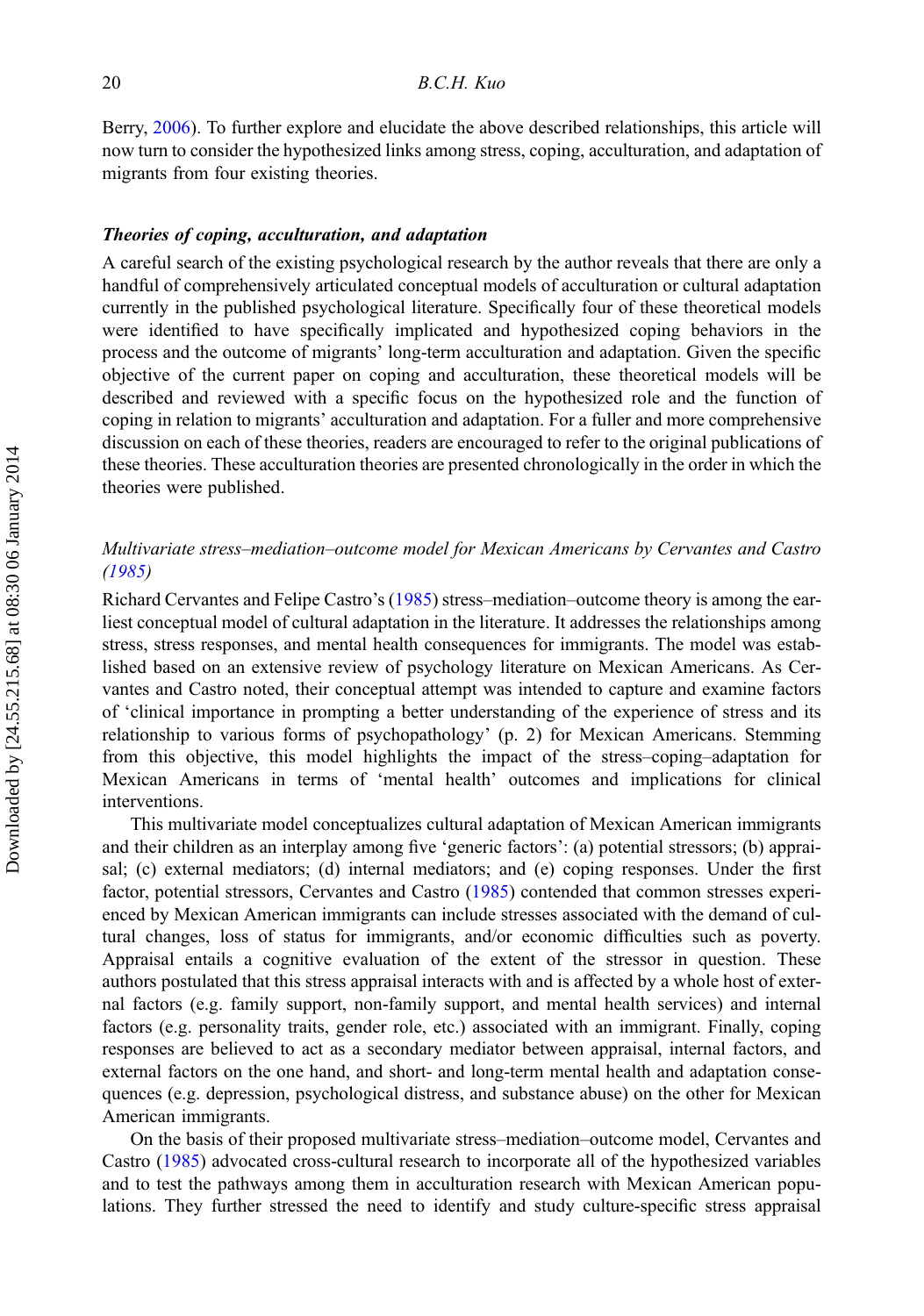Berry, 2006). To further explore and elucidate the above described relationships, this article will now turn to consider the hypothesized links among stress, coping, acculturation, and adaptation of migrants from four existing theories.

### ***Theories of coping, acculturation, and adaptation***

A careful search of the existing psychological research by the author reveals that there are only a handful of comprehensively articulated conceptual models of acculturation or cultural adaptation currently in the published psychological literature. Specifically four of these theoretical models were identified to have specifically implicated and hypothesized coping behaviors in the process and the outcome of migrants' long-term acculturation and adaptation. Given the specific objective of the current paper on coping and acculturation, these theoretical models will be described and reviewed with a specific focus on the hypothesized role and the function of coping in relation to migrants' acculturation and adaptation. For a fuller and more comprehensive discussion on each of these theories, readers are encouraged to refer to the original publications of these theories. These acculturation theories are presented chronologically in the order in which the theories were published.

#### *Multivariate stress–mediation–outcome model for Mexican Americans by Cervantes and Castro (1985)*

Richard Cervantes and Felipe Castro's (1985) stress–mediation–outcome theory is among the earliest conceptual model of cultural adaptation in the literature. It addresses the relationships among stress, stress responses, and mental health consequences for immigrants. The model was established based on an extensive review of psychology literature on Mexican Americans. As Cervantes and Castro noted, their conceptual attempt was intended to capture and examine factors of 'clinical importance in prompting a better understanding of the experience of stress and its relationship to various forms of psychopathology' (p. 2) for Mexican Americans. Stemming from this objective, this model highlights the impact of the stress–coping–adaptation for Mexican Americans in terms of 'mental health' outcomes and implications for clinical interventions.

This multivariate model conceptualizes cultural adaptation of Mexican American immigrants and their children as an interplay among five 'generic factors': (a) potential stressors; (b) appraisal; (c) external mediators; (d) internal mediators; and (e) coping responses. Under the first factor, potential stressors, Cervantes and Castro (1985) contended that common stresses experienced by Mexican American immigrants can include stresses associated with the demand of cultural changes, loss of status for immigrants, and/or economic difficulties such as poverty. Appraisal entails a cognitive evaluation of the extent of the stressor in question. These authors postulated that this stress appraisal interacts with and is affected by a whole host of external factors (e.g. family support, non-family support, and mental health services) and internal factors (e.g. personality traits, gender role, etc.) associated with an immigrant. Finally, coping responses are believed to act as a secondary mediator between appraisal, internal factors, and external factors on the one hand, and short- and long-term mental health and adaptation consequences (e.g. depression, psychological distress, and substance abuse) on the other for Mexican American immigrants.

On the basis of their proposed multivariate stress–mediation–outcome model, Cervantes and Castro (1985) advocated cross-cultural research to incorporate all of the hypothesized variables and to test the pathways among them in acculturation research with Mexican American populations. They further stressed the need to identify and study culture-specific stress appraisal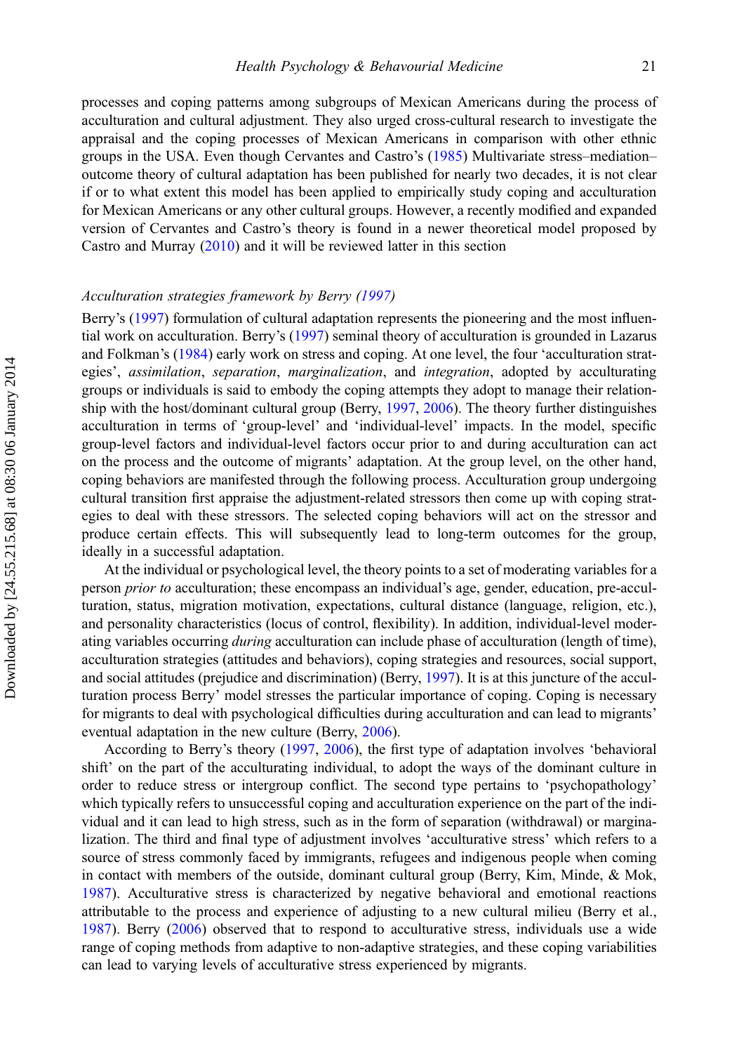processes and coping patterns among subgroups of Mexican Americans during the process of acculturation and cultural adjustment. They also urged cross-cultural research to investigate the appraisal and the coping processes of Mexican Americans in comparison with other ethnic groups in the USA. Even though Cervantes and Castro's (1985) Multivariate stress–mediation–outcome theory of cultural adaptation has been published for nearly two decades, it is not clear if or to what extent this model has been applied to empirically study coping and acculturation for Mexican Americans or any other cultural groups. However, a recently modified and expanded version of Cervantes and Castro's theory is found in a newer theoretical model proposed by Castro and Murray (2010) and it will be reviewed latter in this section

### *Acculturation strategies framework by Berry (1997)*

Berry's (1997) formulation of cultural adaptation represents the pioneering and the most influential work on acculturation. Berry's (1997) seminal theory of acculturation is grounded in Lazarus and Folkman's (1984) early work on stress and coping. At one level, the four 'acculturation strategies', *assimilation*, *separation*, *marginalization*, and *integration*, adopted by acculturating groups or individuals is said to embody the coping attempts they adopt to manage their relationship with the host/dominant cultural group (Berry, 1997, 2006). The theory further distinguishes acculturation in terms of 'group-level' and 'individual-level' impacts. In the model, specific group-level factors and individual-level factors occur prior to and during acculturation can act on the process and the outcome of migrants' adaptation. At the group level, on the other hand, coping behaviors are manifested through the following process. Acculturation group undergoing cultural transition first appraise the adjustment-related stressors then come up with coping strategies to deal with these stressors. The selected coping behaviors will act on the stressor and produce certain effects. This will subsequently lead to long-term outcomes for the group, ideally in a successful adaptation.

At the individual or psychological level, the theory points to a set of moderating variables for a person *prior to* acculturation; these encompass an individual's age, gender, education, pre-acculturation, status, migration motivation, expectations, cultural distance (language, religion, etc.), and personality characteristics (locus of control, flexibility). In addition, individual-level moderating variables occurring *during* acculturation can include phase of acculturation (length of time), acculturation strategies (attitudes and behaviors), coping strategies and resources, social support, and social attitudes (prejudice and discrimination) (Berry, 1997). It is at this juncture of the acculturation process Berry' model stresses the particular importance of coping. Coping is necessary for migrants to deal with psychological difficulties during acculturation and can lead to migrants' eventual adaptation in the new culture (Berry, 2006).

According to Berry's theory (1997, 2006), the first type of adaptation involves 'behavioral shift' on the part of the acculturating individual, to adopt the ways of the dominant culture in order to reduce stress or intergroup conflict. The second type pertains to 'psychopathology' which typically refers to unsuccessful coping and acculturation experience on the part of the individual and it can lead to high stress, such as in the form of separation (withdrawal) or marginalization. The third and final type of adjustment involves 'acculturative stress' which refers to a source of stress commonly faced by immigrants, refugees and indigenous people when coming in contact with members of the outside, dominant cultural group (Berry, Kim, Minde, & Mok, 1987). Acculturative stress is characterized by negative behavioral and emotional reactions attributable to the process and experience of adjusting to a new cultural milieu (Berry et al., 1987). Berry (2006) observed that to respond to acculturative stress, individuals use a wide range of coping methods from adaptive to non-adaptive strategies, and these coping variabilities can lead to varying levels of acculturative stress experienced by migrants.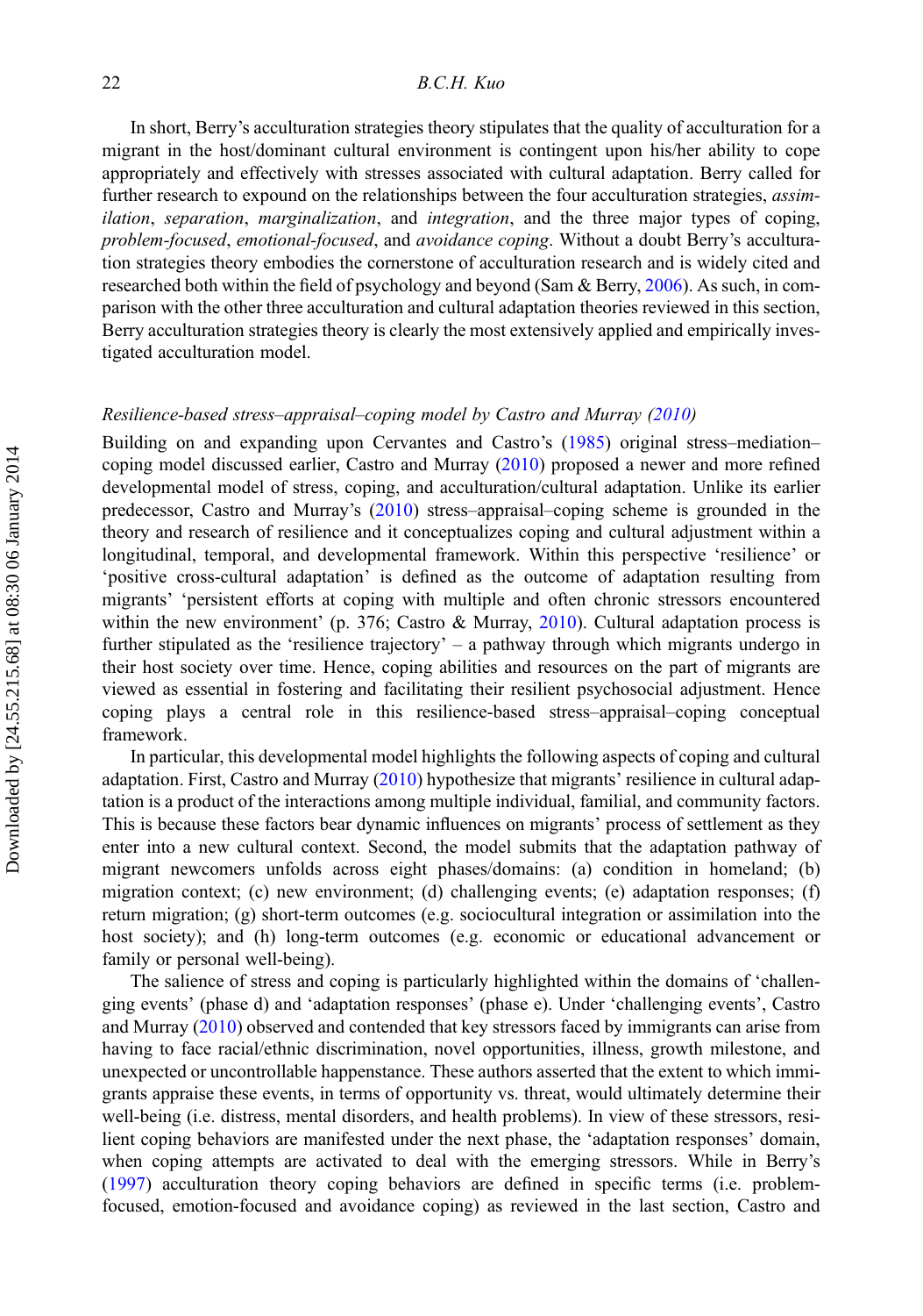In short, Berry's acculturation strategies theory stipulates that the quality of acculturation for a migrant in the host/dominant cultural environment is contingent upon his/her ability to cope appropriately and effectively with stresses associated with cultural adaptation. Berry called for further research to expound on the relationships between the four acculturation strategies, *assimilation*, *separation*, *marginalization*, and *integration*, and the three major types of coping, *problem-focused*, *emotional-focused*, and *avoidance coping*. Without a doubt Berry's acculturation strategies theory embodies the cornerstone of acculturation research and is widely cited and researched both within the field of psychology and beyond (Sam & Berry, 2006). As such, in comparison with the other three acculturation and cultural adaptation theories reviewed in this section, Berry acculturation strategies theory is clearly the most extensively applied and empirically investigated acculturation model.

### *Resilience-based stress–appraisal–coping model by Castro and Murray (2010)*

Building on and expanding upon Cervantes and Castro's (1985) original stress–mediation–coping model discussed earlier, Castro and Murray (2010) proposed a newer and more refined developmental model of stress, coping, and acculturation/cultural adaptation. Unlike its earlier predecessor, Castro and Murray's (2010) stress–appraisal–coping scheme is grounded in the theory and research of resilience and it conceptualizes coping and cultural adjustment within a longitudinal, temporal, and developmental framework. Within this perspective 'resilience' or 'positive cross-cultural adaptation' is defined as the outcome of adaptation resulting from migrants' 'persistent efforts at coping with multiple and often chronic stressors encountered within the new environment' (p. 376; Castro & Murray, 2010). Cultural adaptation process is further stipulated as the 'resilience trajectory' – a pathway through which migrants undergo in their host society over time. Hence, coping abilities and resources on the part of migrants are viewed as essential in fostering and facilitating their resilient psychosocial adjustment. Hence coping plays a central role in this resilience-based stress–appraisal–coping conceptual framework.

In particular, this developmental model highlights the following aspects of coping and cultural adaptation. First, Castro and Murray (2010) hypothesize that migrants' resilience in cultural adaptation is a product of the interactions among multiple individual, familial, and community factors. This is because these factors bear dynamic influences on migrants' process of settlement as they enter into a new cultural context. Second, the model submits that the adaptation pathway of migrant newcomers unfolds across eight phases/domains: (a) condition in homeland; (b) migration context; (c) new environment; (d) challenging events; (e) adaptation responses; (f) return migration; (g) short-term outcomes (e.g. sociocultural integration or assimilation into the host society); and (h) long-term outcomes (e.g. economic or educational advancement or family or personal well-being).

The salience of stress and coping is particularly highlighted within the domains of 'challenging events' (phase d) and 'adaptation responses' (phase e). Under 'challenging events', Castro and Murray (2010) observed and contended that key stressors faced by immigrants can arise from having to face racial/ethnic discrimination, novel opportunities, illness, growth milestone, and unexpected or uncontrollable happenstance. These authors asserted that the extent to which immigrants appraise these events, in terms of opportunity vs. threat, would ultimately determine their well-being (i.e. distress, mental disorders, and health problems). In view of these stressors, resilient coping behaviors are manifested under the next phase, the 'adaptation responses' domain, when coping attempts are activated to deal with the emerging stressors. While in Berry's (1997) acculturation theory coping behaviors are defined in specific terms (i.e. problem-focused, emotion-focused and avoidance coping) as reviewed in the last section, Castro and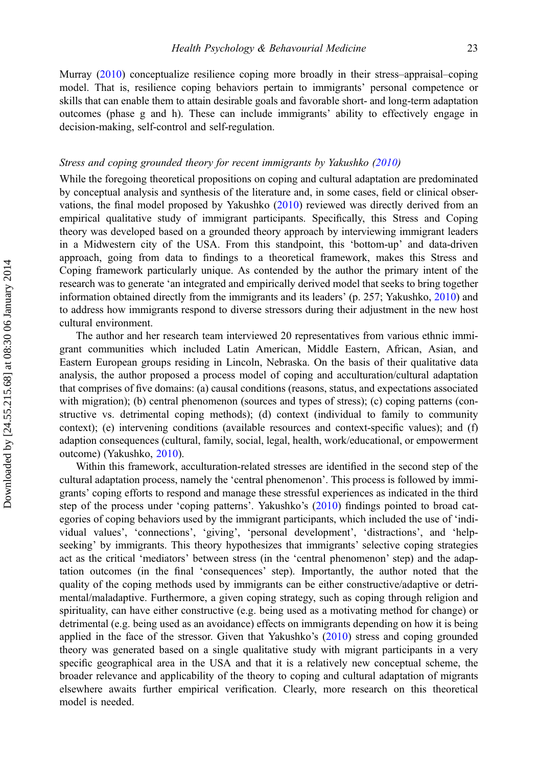Murray (2010) conceptualize resilience coping more broadly in their stress–appraisal–coping model. That is, resilience coping behaviors pertain to immigrants' personal competence or skills that can enable them to attain desirable goals and favorable short- and long-term adaptation outcomes (phase g and h). These can include immigrants' ability to effectively engage in decision-making, self-control and self-regulation.

*Stress and coping grounded theory for recent immigrants by Yakushko (2010)*

While the foregoing theoretical propositions on coping and cultural adaptation are predominated by conceptual analysis and synthesis of the literature and, in some cases, field or clinical observations, the final model proposed by Yakushko (2010) reviewed was directly derived from an empirical qualitative study of immigrant participants. Specifically, this Stress and Coping theory was developed based on a grounded theory approach by interviewing immigrant leaders in a Midwestern city of the USA. From this standpoint, this 'bottom-up' and data-driven approach, going from data to findings to a theoretical framework, makes this Stress and Coping framework particularly unique. As contended by the author the primary intent of the research was to generate 'an integrated and empirically derived model that seeks to bring together information obtained directly from the immigrants and its leaders' (p. 257; Yakushko, 2010) and to address how immigrants respond to diverse stressors during their adjustment in the new host cultural environment.

The author and her research team interviewed 20 representatives from various ethnic immigrant communities which included Latin American, Middle Eastern, African, Asian, and Eastern European groups residing in Lincoln, Nebraska. On the basis of their qualitative data analysis, the author proposed a process model of coping and acculturation/cultural adaptation that comprises of five domains: (a) causal conditions (reasons, status, and expectations associated with migration); (b) central phenomenon (sources and types of stress); (c) coping patterns (constructive vs. detrimental coping methods); (d) context (individual to family to community context); (e) intervening conditions (available resources and context-specific values); and (f) adaption consequences (cultural, family, social, legal, health, work/educational, or empowerment outcome) (Yakushko, 2010).

Within this framework, acculturation-related stresses are identified in the second step of the cultural adaptation process, namely the 'central phenomenon'. This process is followed by immigrants' coping efforts to respond and manage these stressful experiences as indicated in the third step of the process under 'coping patterns'. Yakushko's (2010) findings pointed to broad categories of coping behaviors used by the immigrant participants, which included the use of 'individual values', 'connections', 'giving', 'personal development', 'distractions', and 'help-seeking' by immigrants. This theory hypothesizes that immigrants' selective coping strategies act as the critical 'mediators' between stress (in the 'central phenomenon' step) and the adaptation outcomes (in the final 'consequences' step). Importantly, the author noted that the quality of the coping methods used by immigrants can be either constructive/adaptive or detrimental/maladaptive. Furthermore, a given coping strategy, such as coping through religion and spirituality, can have either constructive (e.g. being used as a motivating method for change) or detrimental (e.g. being used as an avoidance) effects on immigrants depending on how it is being applied in the face of the stressor. Given that Yakushko's (2010) stress and coping grounded theory was generated based on a single qualitative study with migrant participants in a very specific geographical area in the USA and that it is a relatively new conceptual scheme, the broader relevance and applicability of the theory to coping and cultural adaptation of migrants elsewhere awaits further empirical verification. Clearly, more research on this theoretical model is needed.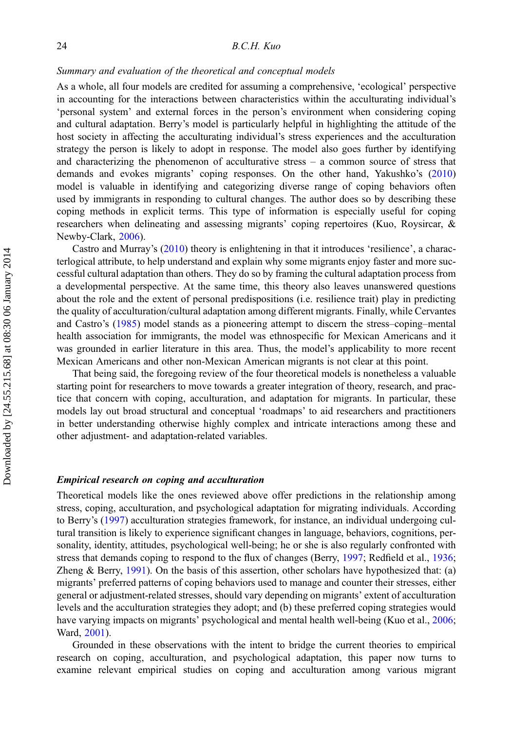*Summary and evaluation of the theoretical and conceptual models*

As a whole, all four models are credited for assuming a comprehensive, 'ecological' perspective in accounting for the interactions between characteristics within the acculturating individual's 'personal system' and external forces in the person's environment when considering coping and cultural adaptation. Berry's model is particularly helpful in highlighting the attitude of the host society in affecting the acculturating individual's stress experiences and the acculturation strategy the person is likely to adopt in response. The model also goes further by identifying and characterizing the phenomenon of acculturative stress – a common source of stress that demands and evokes migrants' coping responses. On the other hand, Yakushko's (2010) model is valuable in identifying and categorizing diverse range of coping behaviors often used by immigrants in responding to cultural changes. The author does so by describing these coping methods in explicit terms. This type of information is especially useful for coping researchers when delineating and assessing migrants' coping repertoires (Kuo, Roysircar, & Newby-Clark, 2006).

Castro and Murray's (2010) theory is enlightening in that it introduces 'resilience', a characterlogical attribute, to help understand and explain why some migrants enjoy faster and more successful cultural adaptation than others. They do so by framing the cultural adaptation process from a developmental perspective. At the same time, this theory also leaves unanswered questions about the role and the extent of personal predispositions (i.e. resilience trait) play in predicting the quality of acculturation/cultural adaptation among different migrants. Finally, while Cervantes and Castro's (1985) model stands as a pioneering attempt to discern the stress–coping–mental health association for immigrants, the model was ethnospecific for Mexican Americans and it was grounded in earlier literature in this area. Thus, the model's applicability to more recent Mexican Americans and other non-Mexican American migrants is not clear at this point.

That being said, the foregoing review of the four theoretical models is nonetheless a valuable starting point for researchers to move towards a greater integration of theory, research, and practice that concern with coping, acculturation, and adaptation for migrants. In particular, these models lay out broad structural and conceptual 'roadmaps' to aid researchers and practitioners in better understanding otherwise highly complex and intricate interactions among these and other adjustment- and adaptation-related variables.

### *Empirical research on coping and acculturation*

Theoretical models like the ones reviewed above offer predictions in the relationship among stress, coping, acculturation, and psychological adaptation for migrating individuals. According to Berry's (1997) acculturation strategies framework, for instance, an individual undergoing cultural transition is likely to experience significant changes in language, behaviors, cognitions, personality, identity, attitudes, psychological well-being; he or she is also regularly confronted with stress that demands coping to respond to the flux of changes (Berry, 1997; Redfield et al., 1936; Zheng & Berry, 1991). On the basis of this assertion, other scholars have hypothesized that: (a) migrants' preferred patterns of coping behaviors used to manage and counter their stresses, either general or adjustment-related stresses, should vary depending on migrants' extent of acculturation levels and the acculturation strategies they adopt; and (b) these preferred coping strategies would have varying impacts on migrants' psychological and mental health well-being (Kuo et al., 2006; Ward, 2001).

Grounded in these observations with the intent to bridge the current theories to empirical research on coping, acculturation, and psychological adaptation, this paper now turns to examine relevant empirical studies on coping and acculturation among various migrant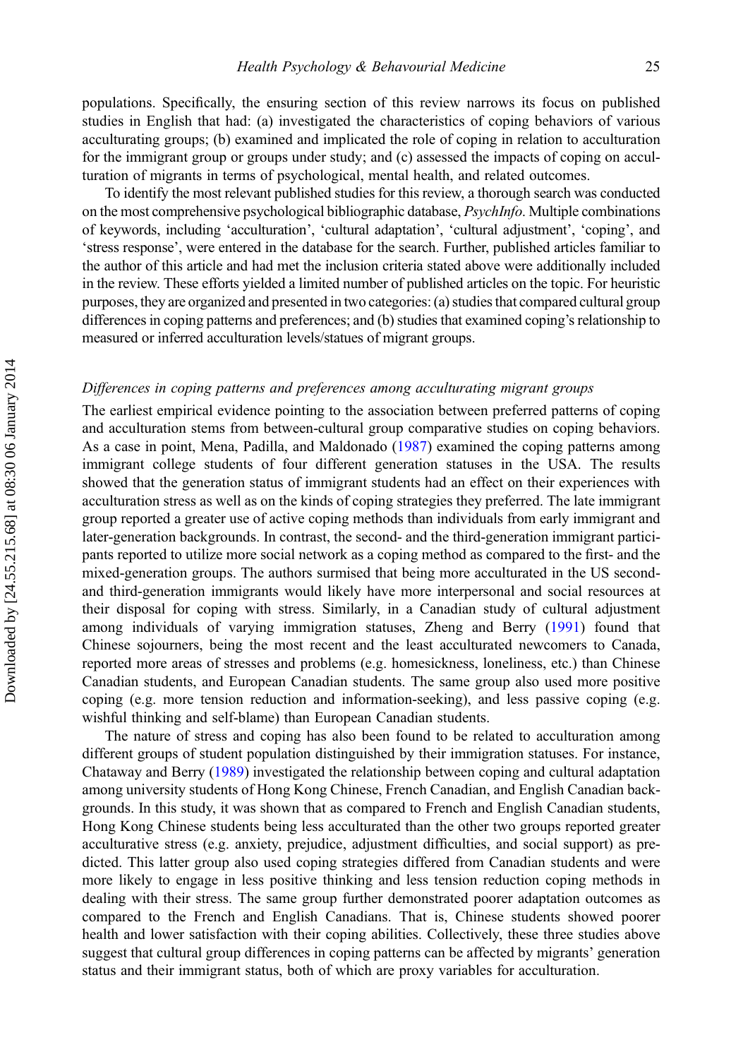populations. Specifically, the ensuring section of this review narrows its focus on published studies in English that had: (a) investigated the characteristics of coping behaviors of various acculturating groups; (b) examined and implicated the role of coping in relation to acculturation for the immigrant group or groups under study; and (c) assessed the impacts of coping on acculturation of migrants in terms of psychological, mental health, and related outcomes.

To identify the most relevant published studies for this review, a thorough search was conducted on the most comprehensive psychological bibliographic database, *PsychInfo*. Multiple combinations of keywords, including 'acculturation', 'cultural adaptation', 'cultural adjustment', 'coping', and 'stress response', were entered in the database for the search. Further, published articles familiar to the author of this article and had met the inclusion criteria stated above were additionally included in the review. These efforts yielded a limited number of published articles on the topic. For heuristic purposes, they are organized and presented in two categories: (a) studies that compared cultural group differences in coping patterns and preferences; and (b) studies that examined coping's relationship to measured or inferred acculturation levels/statues of migrant groups.

### *Differences in coping patterns and preferences among acculturating migrant groups*

The earliest empirical evidence pointing to the association between preferred patterns of coping and acculturation stems from between-cultural group comparative studies on coping behaviors. As a case in point, Mena, Padilla, and Maldonado (1987) examined the coping patterns among immigrant college students of four different generation statuses in the USA. The results showed that the generation status of immigrant students had an effect on their experiences with acculturation stress as well as on the kinds of coping strategies they preferred. The late immigrant group reported a greater use of active coping methods than individuals from early immigrant and later-generation backgrounds. In contrast, the second- and the third-generation immigrant participants reported to utilize more social network as a coping method as compared to the first- and the mixed-generation groups. The authors surmised that being more acculturated in the US second- and third-generation immigrants would likely have more interpersonal and social resources at their disposal for coping with stress. Similarly, in a Canadian study of cultural adjustment among individuals of varying immigration statuses, Zheng and Berry (1991) found that Chinese sojourners, being the most recent and the least acculturated newcomers to Canada, reported more areas of stresses and problems (e.g. homesickness, loneliness, etc.) than Chinese Canadian students, and European Canadian students. The same group also used more positive coping (e.g. more tension reduction and information-seeking), and less passive coping (e.g. wishful thinking and self-blame) than European Canadian students.

The nature of stress and coping has also been found to be related to acculturation among different groups of student population distinguished by their immigration statuses. For instance, Chataway and Berry (1989) investigated the relationship between coping and cultural adaptation among university students of Hong Kong Chinese, French Canadian, and English Canadian backgrounds. In this study, it was shown that as compared to French and English Canadian students, Hong Kong Chinese students being less acculturated than the other two groups reported greater acculturative stress (e.g. anxiety, prejudice, adjustment difficulties, and social support) as predicted. This latter group also used coping strategies differed from Canadian students and were more likely to engage in less positive thinking and less tension reduction coping methods in dealing with their stress. The same group further demonstrated poorer adaptation outcomes as compared to the French and English Canadians. That is, Chinese students showed poorer health and lower satisfaction with their coping abilities. Collectively, these three studies above suggest that cultural group differences in coping patterns can be affected by migrants' generation status and their immigrant status, both of which are proxy variables for acculturation.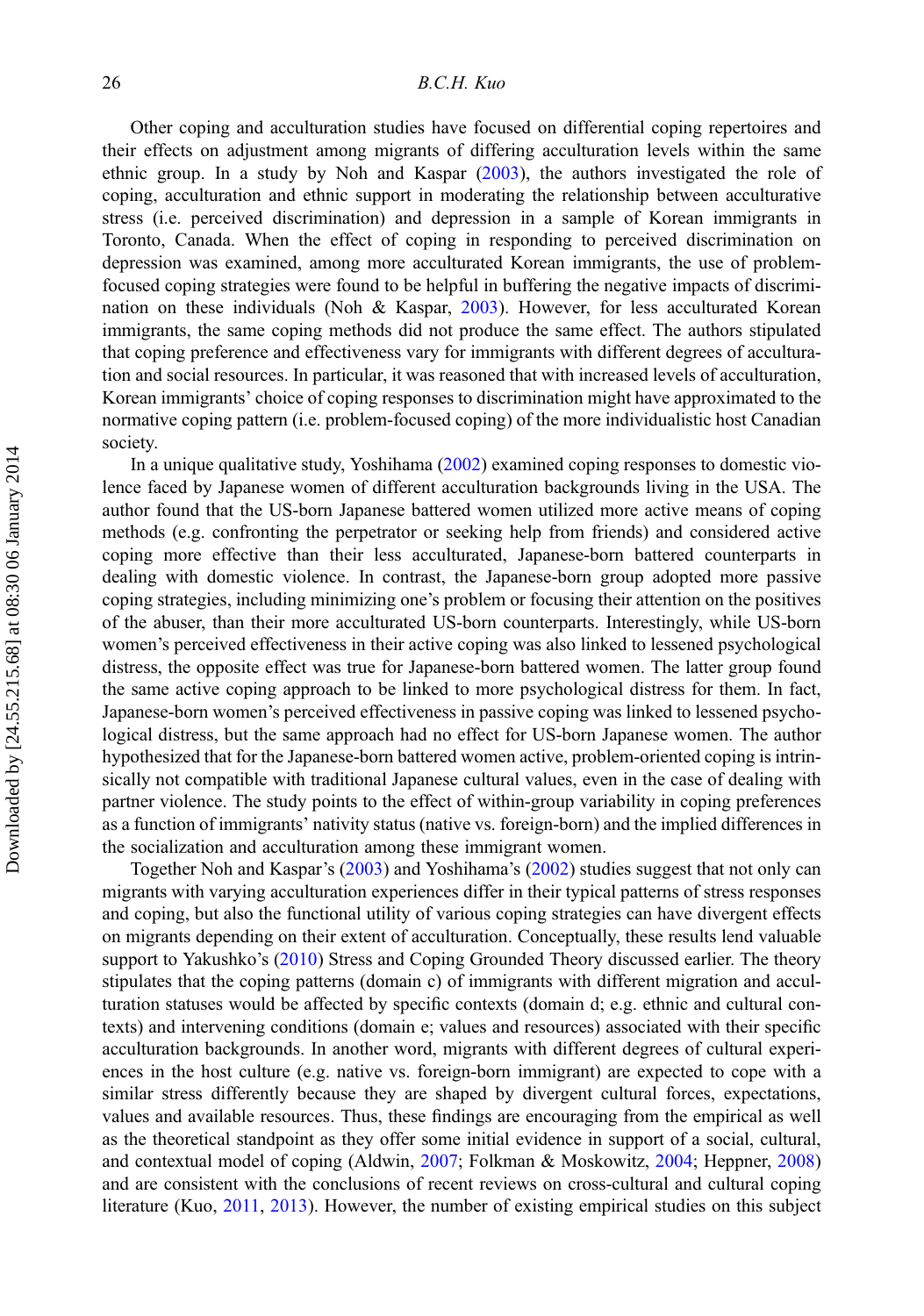Other coping and acculturation studies have focused on differential coping repertoires and their effects on adjustment among migrants of differing acculturation levels within the same ethnic group. In a study by Noh and Kaspar (2003), the authors investigated the role of coping, acculturation and ethnic support in moderating the relationship between acculturative stress (i.e. perceived discrimination) and depression in a sample of Korean immigrants in Toronto, Canada. When the effect of coping in responding to perceived discrimination on depression was examined, among more acculturated Korean immigrants, the use of problem-focused coping strategies were found to be helpful in buffering the negative impacts of discrimination on these individuals (Noh & Kaspar, 2003). However, for less acculturated Korean immigrants, the same coping methods did not produce the same effect. The authors stipulated that coping preference and effectiveness vary for immigrants with different degrees of acculturation and social resources. In particular, it was reasoned that with increased levels of acculturation, Korean immigrants' choice of coping responses to discrimination might have approximated to the normative coping pattern (i.e. problem-focused coping) of the more individualistic host Canadian society.

In a unique qualitative study, Yoshihama (2002) examined coping responses to domestic violence faced by Japanese women of different acculturation backgrounds living in the USA. The author found that the US-born Japanese battered women utilized more active means of coping methods (e.g. confronting the perpetrator or seeking help from friends) and considered active coping more effective than their less acculturated, Japanese-born battered counterparts in dealing with domestic violence. In contrast, the Japanese-born group adopted more passive coping strategies, including minimizing one's problem or focusing their attention on the positives of the abuser, than their more acculturated US-born counterparts. Interestingly, while US-born women's perceived effectiveness in their active coping was also linked to lessened psychological distress, the opposite effect was true for Japanese-born battered women. The latter group found the same active coping approach to be linked to more psychological distress for them. In fact, Japanese-born women's perceived effectiveness in passive coping was linked to lessened psychological distress, but the same approach had no effect for US-born Japanese women. The author hypothesized that for the Japanese-born battered women active, problem-oriented coping is intrinsically not compatible with traditional Japanese cultural values, even in the case of dealing with partner violence. The study points to the effect of within-group variability in coping preferences as a function of immigrants' nativity status (native vs. foreign-born) and the implied differences in the socialization and acculturation among these immigrant women.

Together Noh and Kaspar's (2003) and Yoshihama's (2002) studies suggest that not only can migrants with varying acculturation experiences differ in their typical patterns of stress responses and coping, but also the functional utility of various coping strategies can have divergent effects on migrants depending on their extent of acculturation. Conceptually, these results lend valuable support to Yakushko's (2010) Stress and Coping Grounded Theory discussed earlier. The theory stipulates that the coping patterns (domain c) of immigrants with different migration and acculturation statuses would be affected by specific contexts (domain d; e.g. ethnic and cultural contexts) and intervening conditions (domain e; values and resources) associated with their specific acculturation backgrounds. In another word, migrants with different degrees of cultural experiences in the host culture (e.g. native vs. foreign-born immigrant) are expected to cope with a similar stress differently because they are shaped by divergent cultural forces, expectations, values and available resources. Thus, these findings are encouraging from the empirical as well as the theoretical standpoint as they offer some initial evidence in support of a social, cultural, and contextual model of coping (Aldwin, 2007; Folkman & Moskowitz, 2004; Heppner, 2008) and are consistent with the conclusions of recent reviews on cross-cultural and cultural coping literature (Kuo, 2011, 2013). However, the number of existing empirical studies on this subject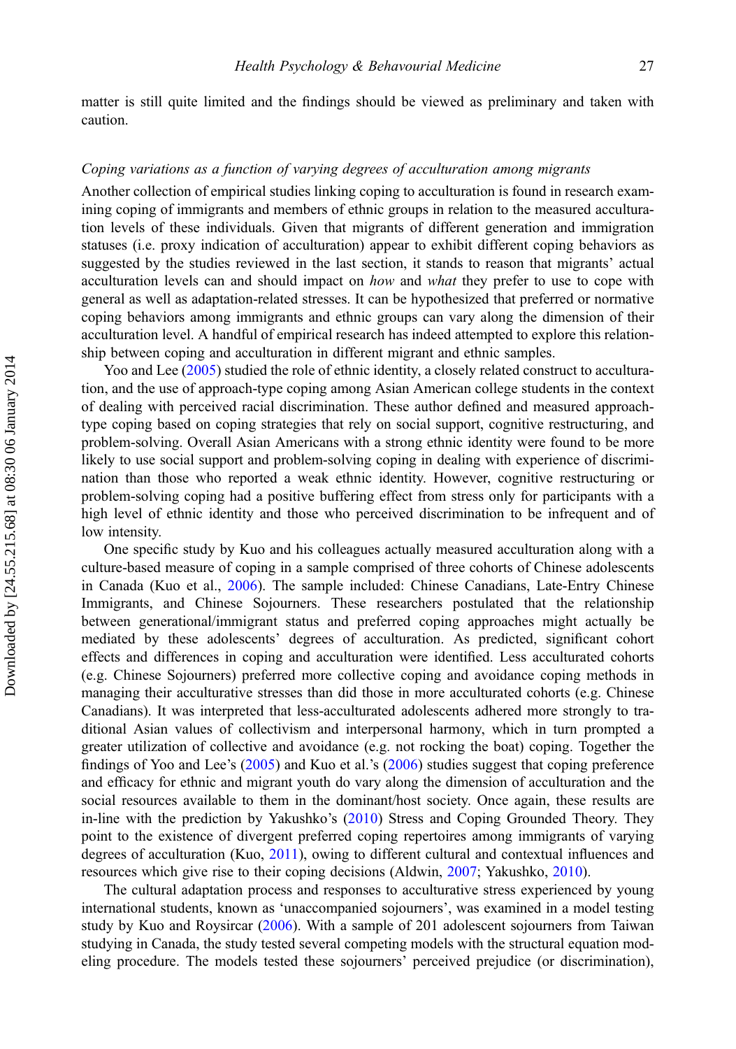matter is still quite limited and the findings should be viewed as preliminary and taken with caution.

*Coping variations as a function of varying degrees of acculturation among migrants*

Another collection of empirical studies linking coping to acculturation is found in research examining coping of immigrants and members of ethnic groups in relation to the measured acculturation levels of these individuals. Given that migrants of different generation and immigration statuses (i.e. proxy indication of acculturation) appear to exhibit different coping behaviors as suggested by the studies reviewed in the last section, it stands to reason that migrants' actual acculturation levels can and should impact on *how* and *what* they prefer to use to cope with general as well as adaptation-related stresses. It can be hypothesized that preferred or normative coping behaviors among immigrants and ethnic groups can vary along the dimension of their acculturation level. A handful of empirical research has indeed attempted to explore this relationship between coping and acculturation in different migrant and ethnic samples.

Yoo and Lee (2005) studied the role of ethnic identity, a closely related construct to acculturation, and the use of approach-type coping among Asian American college students in the context of dealing with perceived racial discrimination. These author defined and measured approach-type coping based on coping strategies that rely on social support, cognitive restructuring, and problem-solving. Overall Asian Americans with a strong ethnic identity were found to be more likely to use social support and problem-solving coping in dealing with experience of discrimination than those who reported a weak ethnic identity. However, cognitive restructuring or problem-solving coping had a positive buffering effect from stress only for participants with a high level of ethnic identity and those who perceived discrimination to be infrequent and of low intensity.

One specific study by Kuo and his colleagues actually measured acculturation along with a culture-based measure of coping in a sample comprised of three cohorts of Chinese adolescents in Canada (Kuo et al., 2006). The sample included: Chinese Canadians, Late-Entry Chinese Immigrants, and Chinese Sojourners. These researchers postulated that the relationship between generational/immigrant status and preferred coping approaches might actually be mediated by these adolescents' degrees of acculturation. As predicted, significant cohort effects and differences in coping and acculturation were identified. Less acculturated cohorts (e.g. Chinese Sojourners) preferred more collective coping and avoidance coping methods in managing their acculturative stresses than did those in more acculturated cohorts (e.g. Chinese Canadians). It was interpreted that less-acculturated adolescents adhered more strongly to traditional Asian values of collectivism and interpersonal harmony, which in turn prompted a greater utilization of collective and avoidance (e.g. not rocking the boat) coping. Together the findings of Yoo and Lee's (2005) and Kuo et al.'s (2006) studies suggest that coping preference and efficacy for ethnic and migrant youth do vary along the dimension of acculturation and the social resources available to them in the dominant/host society. Once again, these results are in-line with the prediction by Yakushko's (2010) Stress and Coping Grounded Theory. They point to the existence of divergent preferred coping repertoires among immigrants of varying degrees of acculturation (Kuo, 2011), owing to different cultural and contextual influences and resources which give rise to their coping decisions (Aldwin, 2007; Yakushko, 2010).

The cultural adaptation process and responses to acculturative stress experienced by young international students, known as 'unaccompanied sojourners', was examined in a model testing study by Kuo and Roysircar (2006). With a sample of 201 adolescent sojourners from Taiwan studying in Canada, the study tested several competing models with the structural equation modeling procedure. The models tested these sojourners' perceived prejudice (or discrimination),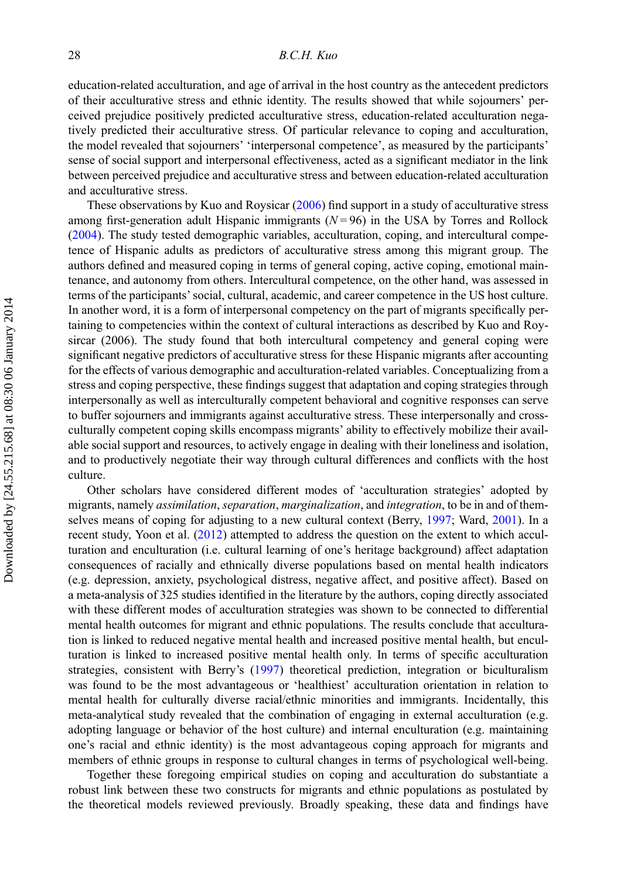education-related acculturation, and age of arrival in the host country as the antecedent predictors of their acculturative stress and ethnic identity. The results showed that while sojourners' perceived prejudice positively predicted acculturative stress, education-related acculturation negatively predicted their acculturative stress. Of particular relevance to coping and acculturation, the model revealed that sojourners' 'interpersonal competence', as measured by the participants' sense of social support and interpersonal effectiveness, acted as a significant mediator in the link between perceived prejudice and acculturative stress and between education-related acculturation and acculturative stress.

These observations by Kuo and Roysicar (2006) find support in a study of acculturative stress among first-generation adult Hispanic immigrants ($N = 96$) in the USA by Torres and Rollock (2004). The study tested demographic variables, acculturation, coping, and intercultural competence of Hispanic adults as predictors of acculturative stress among this migrant group. The authors defined and measured coping in terms of general coping, active coping, emotional maintenance, and autonomy from others. Intercultural competence, on the other hand, was assessed in terms of the participants' social, cultural, academic, and career competence in the US host culture. In another word, it is a form of interpersonal competency on the part of migrants specifically pertaining to competencies within the context of cultural interactions as described by Kuo and Roysircar (2006). The study found that both intercultural competency and general coping were significant negative predictors of acculturative stress for these Hispanic migrants after accounting for the effects of various demographic and acculturation-related variables. Conceptualizing from a stress and coping perspective, these findings suggest that adaptation and coping strategies through interpersonally as well as interculturally competent behavioral and cognitive responses can serve to buffer sojourners and immigrants against acculturative stress. These interpersonally and cross-culturally competent coping skills encompass migrants' ability to effectively mobilize their available social support and resources, to actively engage in dealing with their loneliness and isolation, and to productively negotiate their way through cultural differences and conflicts with the host culture.

Other scholars have considered different modes of 'acculturation strategies' adopted by migrants, namely *assimilation*, *separation*, *marginalization*, and *integration*, to be in and of themselves means of coping for adjusting to a new cultural context (Berry, 1997; Ward, 2001). In a recent study, Yoon et al. (2012) attempted to address the question on the extent to which acculturation and enculturation (i.e. cultural learning of one's heritage background) affect adaptation consequences of racially and ethnically diverse populations based on mental health indicators (e.g. depression, anxiety, psychological distress, negative affect, and positive affect). Based on a meta-analysis of 325 studies identified in the literature by the authors, coping directly associated with these different modes of acculturation strategies was shown to be connected to differential mental health outcomes for migrant and ethnic populations. The results conclude that acculturation is linked to reduced negative mental health and increased positive mental health, but enculturation is linked to increased positive mental health only. In terms of specific acculturation strategies, consistent with Berry's (1997) theoretical prediction, integration or biculturalism was found to be the most advantageous or 'healthiest' acculturation orientation in relation to mental health for culturally diverse racial/ethnic minorities and immigrants. Incidentally, this meta-analytical study revealed that the combination of engaging in external acculturation (e.g. adopting language or behavior of the host culture) and internal enculturation (e.g. maintaining one's racial and ethnic identity) is the most advantageous coping approach for migrants and members of ethnic groups in response to cultural changes in terms of psychological well-being.

Together these foregoing empirical studies on coping and acculturation do substantiate a robust link between these two constructs for migrants and ethnic populations as postulated by the theoretical models reviewed previously. Broadly speaking, these data and findings have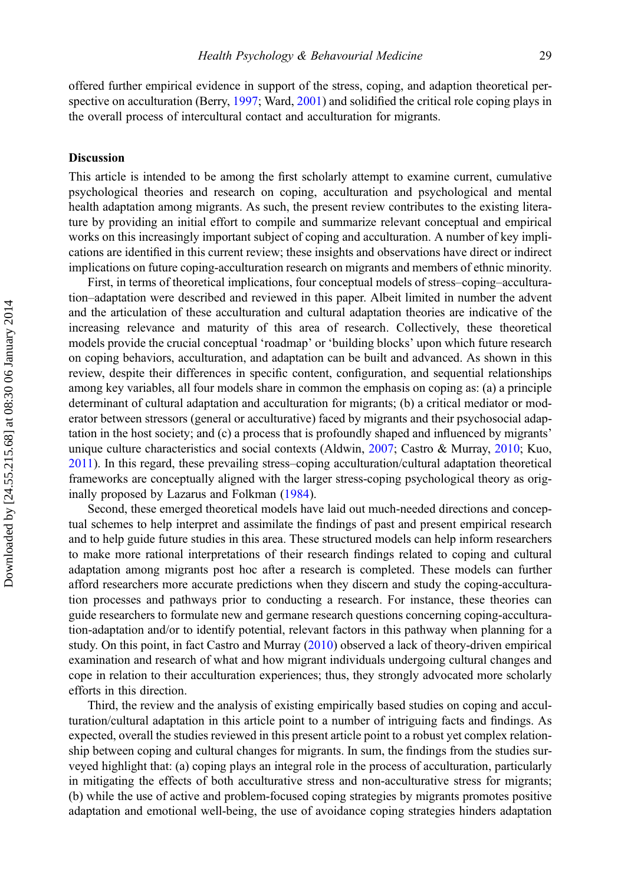offered further empirical evidence in support of the stress, coping, and adaption theoretical perspective on acculturation (Berry, 1997; Ward, 2001) and solidified the critical role coping plays in the overall process of intercultural contact and acculturation for migrants.

## Discussion

This article is intended to be among the first scholarly attempt to examine current, cumulative psychological theories and research on coping, acculturation and psychological and mental health adaptation among migrants. As such, the present review contributes to the existing literature by providing an initial effort to compile and summarize relevant conceptual and empirical works on this increasingly important subject of coping and acculturation. A number of key implications are identified in this current review; these insights and observations have direct or indirect implications on future coping-acculturation research on migrants and members of ethnic minority.

First, in terms of theoretical implications, four conceptual models of stress–coping–acculturation–adaptation were described and reviewed in this paper. Albeit limited in number the advent and the articulation of these acculturation and cultural adaptation theories are indicative of the increasing relevance and maturity of this area of research. Collectively, these theoretical models provide the crucial conceptual 'roadmap' or 'building blocks' upon which future research on coping behaviors, acculturation, and adaptation can be built and advanced. As shown in this review, despite their differences in specific content, configuration, and sequential relationships among key variables, all four models share in common the emphasis on coping as: (a) a principle determinant of cultural adaptation and acculturation for migrants; (b) a critical mediator or moderator between stressors (general or acculturative) faced by migrants and their psychosocial adaptation in the host society; and (c) a process that is profoundly shaped and influenced by migrants' unique culture characteristics and social contexts (Aldwin, 2007; Castro & Murray, 2010; Kuo, 2011). In this regard, these prevailing stress–coping acculturation/cultural adaptation theoretical frameworks are conceptually aligned with the larger stress-coping psychological theory as originally proposed by Lazarus and Folkman (1984).

Second, these emerged theoretical models have laid out much-needed directions and conceptual schemes to help interpret and assimilate the findings of past and present empirical research and to help guide future studies in this area. These structured models can help inform researchers to make more rational interpretations of their research findings related to coping and cultural adaptation among migrants post hoc after a research is completed. These models can further afford researchers more accurate predictions when they discern and study the coping-acculturation processes and pathways prior to conducting a research. For instance, these theories can guide researchers to formulate new and germane research questions concerning coping-acculturation-adaptation and/or to identify potential, relevant factors in this pathway when planning for a study. On this point, in fact Castro and Murray (2010) observed a lack of theory-driven empirical examination and research of what and how migrant individuals undergoing cultural changes and cope in relation to their acculturation experiences; thus, they strongly advocated more scholarly efforts in this direction.

Third, the review and the analysis of existing empirically based studies on coping and acculturation/cultural adaptation in this article point to a number of intriguing facts and findings. As expected, overall the studies reviewed in this present article point to a robust yet complex relationship between coping and cultural changes for migrants. In sum, the findings from the studies surveyed highlight that: (a) coping plays an integral role in the process of acculturation, particularly in mitigating the effects of both acculturative stress and non-acculturative stress for migrants; (b) while the use of active and problem-focused coping strategies by migrants promotes positive adaptation and emotional well-being, the use of avoidance coping strategies hinders adaptation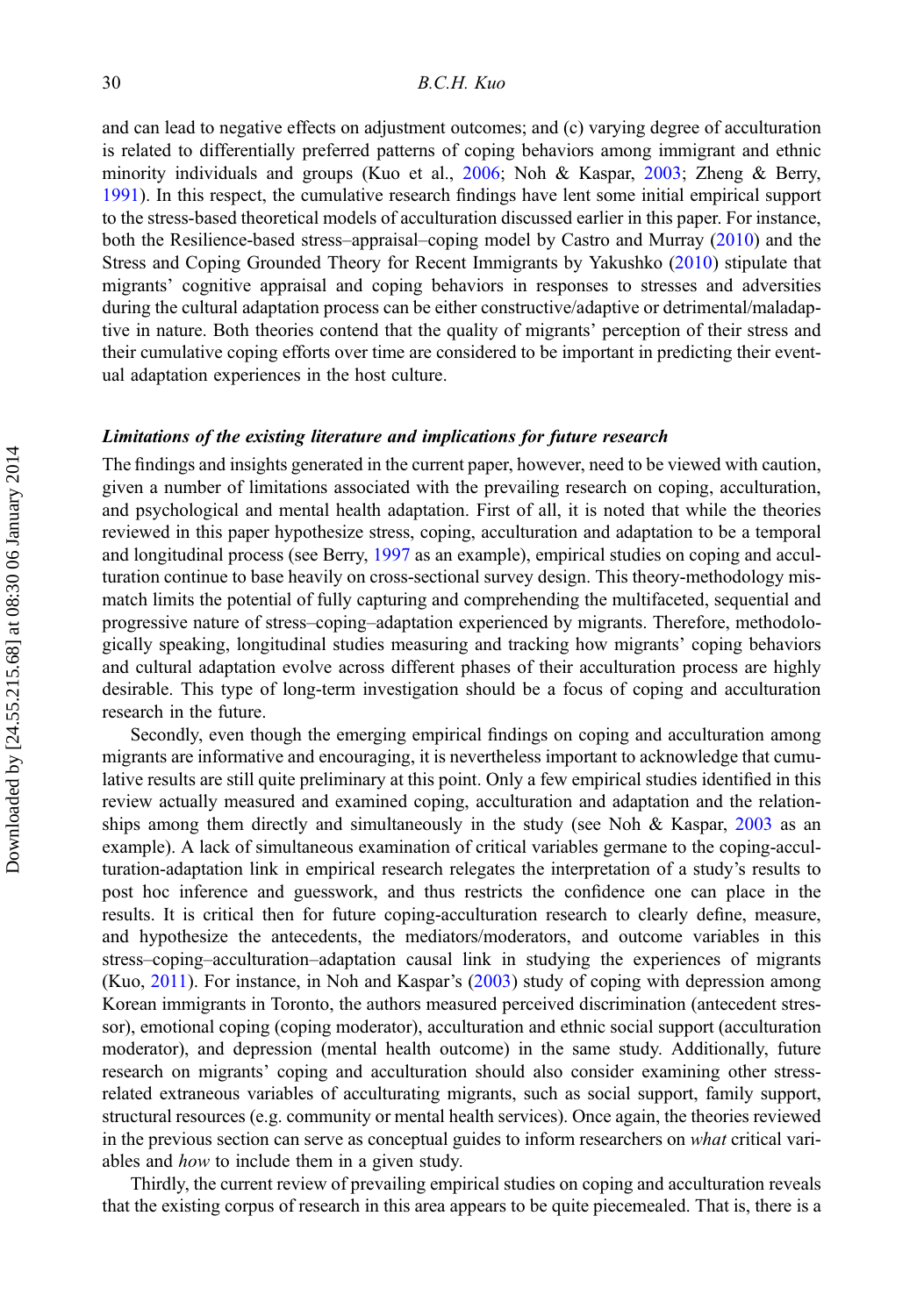and can lead to negative effects on adjustment outcomes; and (c) varying degree of acculturation is related to differentially preferred patterns of coping behaviors among immigrant and ethnic minority individuals and groups (Kuo et al., 2006; Noh & Kaspar, 2003; Zheng & Berry, 1991). In this respect, the cumulative research findings have lent some initial empirical support to the stress-based theoretical models of acculturation discussed earlier in this paper. For instance, both the Resilience-based stress–appraisal–coping model by Castro and Murray (2010) and the Stress and Coping Grounded Theory for Recent Immigrants by Yakushko (2010) stipulate that migrants' cognitive appraisal and coping behaviors in responses to stresses and adversities during the cultural adaptation process can be either constructive/adaptive or detrimental/maladaptive in nature. Both theories contend that the quality of migrants' perception of their stress and their cumulative coping efforts over time are considered to be important in predicting their eventual adaptation experiences in the host culture.

### *Limitations of the existing literature and implications for future research*

The findings and insights generated in the current paper, however, need to be viewed with caution, given a number of limitations associated with the prevailing research on coping, acculturation, and psychological and mental health adaptation. First of all, it is noted that while the theories reviewed in this paper hypothesize stress, coping, acculturation and adaptation to be a temporal and longitudinal process (see Berry, 1997 as an example), empirical studies on coping and acculturation continue to base heavily on cross-sectional survey design. This theory-methodology mismatch limits the potential of fully capturing and comprehending the multifaceted, sequential and progressive nature of stress–coping–adaptation experienced by migrants. Therefore, methodologically speaking, longitudinal studies measuring and tracking how migrants' coping behaviors and cultural adaptation evolve across different phases of their acculturation process are highly desirable. This type of long-term investigation should be a focus of coping and acculturation research in the future.

Secondly, even though the emerging empirical findings on coping and acculturation among migrants are informative and encouraging, it is nevertheless important to acknowledge that cumulative results are still quite preliminary at this point. Only a few empirical studies identified in this review actually measured and examined coping, acculturation and adaptation and the relationships among them directly and simultaneously in the study (see Noh & Kaspar, 2003 as an example). A lack of simultaneous examination of critical variables germane to the coping-acculturation-adaptation link in empirical research relegates the interpretation of a study's results to post hoc inference and guesswork, and thus restricts the confidence one can place in the results. It is critical then for future coping-acculturation research to clearly define, measure, and hypothesize the antecedents, the mediators/moderators, and outcome variables in this stress–coping–acculturation–adaptation causal link in studying the experiences of migrants (Kuo, 2011). For instance, in Noh and Kaspar's (2003) study of coping with depression among Korean immigrants in Toronto, the authors measured perceived discrimination (antecedent stressor), emotional coping (coping moderator), acculturation and ethnic social support (acculturation moderator), and depression (mental health outcome) in the same study. Additionally, future research on migrants' coping and acculturation should also consider examining other stress-related extraneous variables of acculturating migrants, such as social support, family support, structural resources (e.g. community or mental health services). Once again, the theories reviewed in the previous section can serve as conceptual guides to inform researchers on *what* critical variables and *how* to include them in a given study.

Thirdly, the current review of prevailing empirical studies on coping and acculturation reveals that the existing corpus of research in this area appears to be quite piecemealed. That is, there is a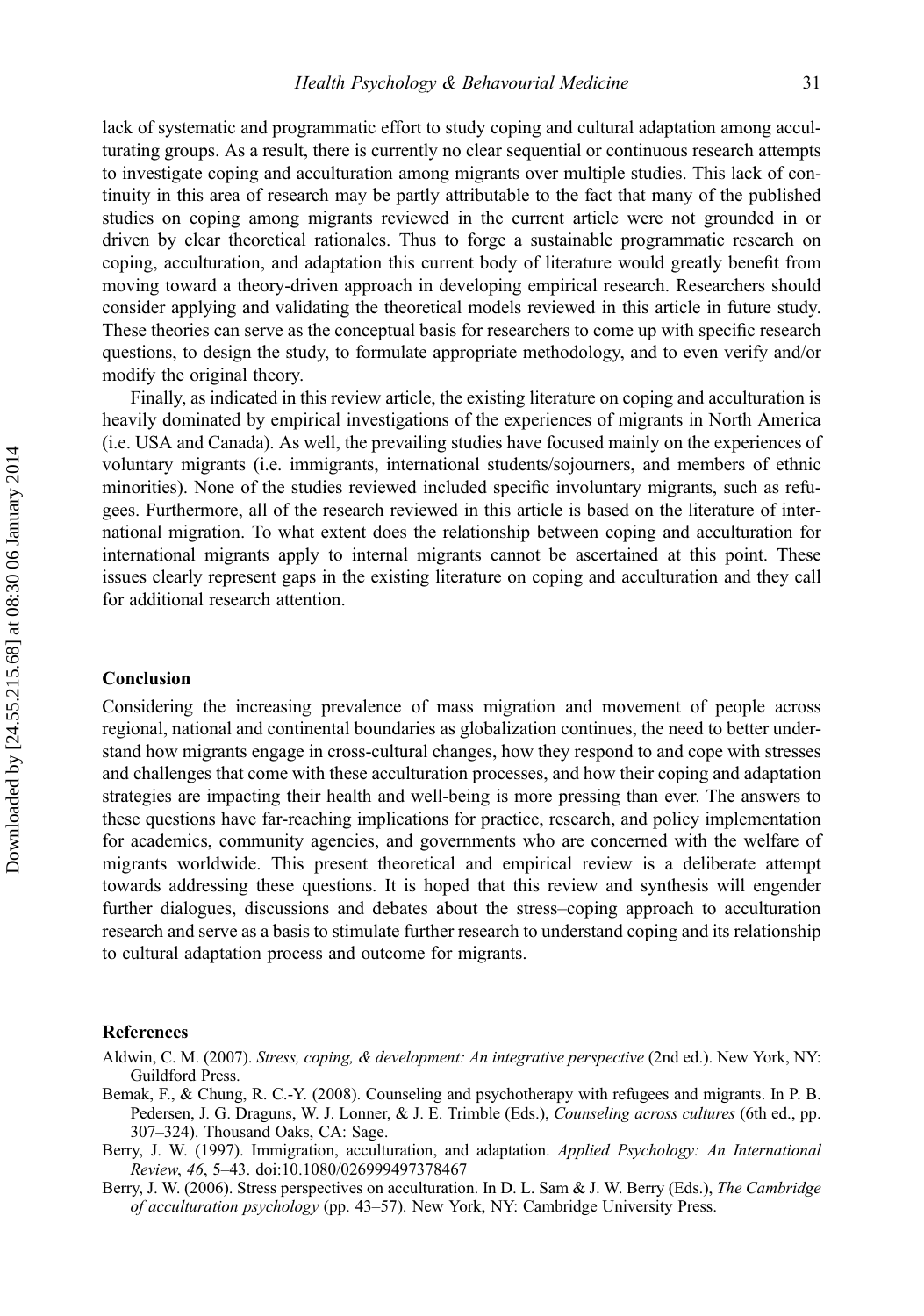lack of systematic and programmatic effort to study coping and cultural adaptation among acculturating groups. As a result, there is currently no clear sequential or continuous research attempts to investigate coping and acculturation among migrants over multiple studies. This lack of continuity in this area of research may be partly attributable to the fact that many of the published studies on coping among migrants reviewed in the current article were not grounded in or driven by clear theoretical rationales. Thus to forge a sustainable programmatic research on coping, acculturation, and adaptation this current body of literature would greatly benefit from moving toward a theory-driven approach in developing empirical research. Researchers should consider applying and validating the theoretical models reviewed in this article in future study. These theories can serve as the conceptual basis for researchers to come up with specific research questions, to design the study, to formulate appropriate methodology, and to even verify and/or modify the original theory.

Finally, as indicated in this review article, the existing literature on coping and acculturation is heavily dominated by empirical investigations of the experiences of migrants in North America (i.e. USA and Canada). As well, the prevailing studies have focused mainly on the experiences of voluntary migrants (i.e. immigrants, international students/sojourners, and members of ethnic minorities). None of the studies reviewed included specific involuntary migrants, such as refugees. Furthermore, all of the research reviewed in this article is based on the literature of international migration. To what extent does the relationship between coping and acculturation for international migrants apply to internal migrants cannot be ascertained at this point. These issues clearly represent gaps in the existing literature on coping and acculturation and they call for additional research attention.

## Conclusion

Considering the increasing prevalence of mass migration and movement of people across regional, national and continental boundaries as globalization continues, the need to better understand how migrants engage in cross-cultural changes, how they respond to and cope with stresses and challenges that come with these acculturation processes, and how their coping and adaptation strategies are impacting their health and well-being is more pressing than ever. The answers to these questions have far-reaching implications for practice, research, and policy implementation for academics, community agencies, and governments who are concerned with the welfare of migrants worldwide. This present theoretical and empirical review is a deliberate attempt towards addressing these questions. It is hoped that this review and synthesis will engender further dialogues, discussions and debates about the stress–coping approach to acculturation research and serve as a basis to stimulate further research to understand coping and its relationship to cultural adaptation process and outcome for migrants.

## References

Aldwin, C. M. (2007). *Stress, coping, & development: An integrative perspective* (2nd ed.). New York, NY: Guildford Press.

Bemak, F., & Chung, R. C.-Y. (2008). Counseling and psychotherapy with refugees and migrants. In P. B. Pedersen, J. G. Draguns, W. J. Lonner, & J. E. Trimble (Eds.), *Counseling across cultures* (6th ed., pp. 307–324). Thousand Oaks, CA: Sage.

Berry, J. W. (1997). Immigration, acculturation, and adaptation. *Applied Psychology: An International Review*, *46*, 5–43. doi:10.1080/026999497378467

Berry, J. W. (2006). Stress perspectives on acculturation. In D. L. Sam & J. W. Berry (Eds.), *The Cambridge of acculturation psychology* (pp. 43–57). New York, NY: Cambridge University Press.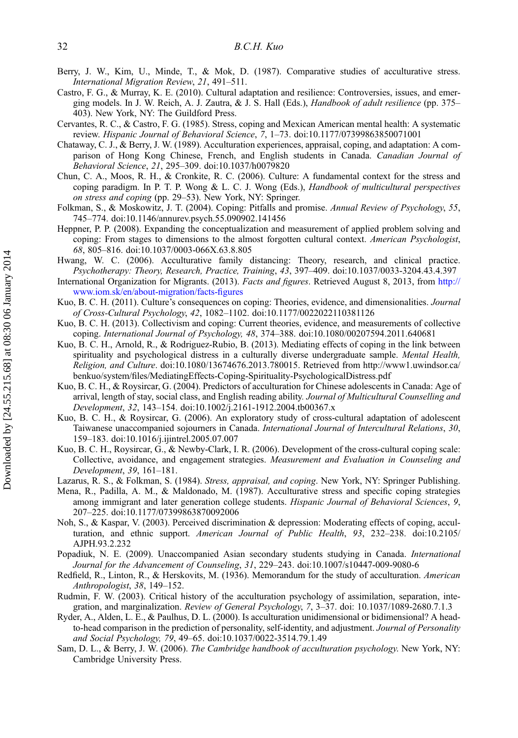Berry, J. W., Kim, U., Minde, T., & Mok, D. (1987). Comparative studies of acculturative stress. *International Migration Review*, *21*, 491–511.

Castro, F. G., & Murray, K. E. (2010). Cultural adaptation and resilience: Controversies, issues, and emerging models. In J. W. Reich, A. J. Zautra, & J. S. Hall (Eds.), *Handbook of adult resilience* (pp. 375–403). New York, NY: The Guildford Press.

Cervantes, R. C., & Castro, F. G. (1985). Stress, coping and Mexican American mental health: A systematic review. *Hispanic Journal of Behavioral Science*, *7*, 1–73. doi:10.1177/07399863850071001

Chataway, C. J., & Berry, J. W. (1989). Acculturation experiences, appraisal, coping, and adaptation: A comparison of Hong Kong Chinese, French, and English students in Canada. *Canadian Journal of Behavioral Science*, *21*, 295–309. doi:10.1037/h0079820

Chun, C. A., Moos, R. H., & Cronkite, R. C. (2006). Culture: A fundamental context for the stress and coping paradigm. In P. T. P. Wong & L. C. J. Wong (Eds.), *Handbook of multicultural perspectives on stress and coping* (pp. 29–53). New York, NY: Springer.

Folkman, S., & Moskowitz, J. T. (2004). Coping: Pitfalls and promise. *Annual Review of Psychology*, *55*, 745–774. doi:10.1146/annurev.psych.55.090902.141456

Heppner, P. P. (2008). Expanding the conceptualization and measurement of applied problem solving and coping: From stages to dimensions to the almost forgotten cultural context. *American Psychologist*, *68*, 805–816. doi:10.1037/0003-066X.63.8.805

Hwang, W. C. (2006). Acculturative family distancing: Theory, research, and clinical practice. *Psychotherapy: Theory, Research, Practice, Training*, *43*, 397–409. doi:10.1037/0033-3204.43.4.397

International Organization for Migrants. (2013). *Facts and figures*. Retrieved August 8, 2013, from http://www.iom.sk/en/about-migration/facts-figures

Kuo, B. C. H. (2011). Culture's consequences on coping: Theories, evidence, and dimensionalities. *Journal of Cross-Cultural Psychology*, *42*, 1082–1102. doi:10.1177/0022022110381126

Kuo, B. C. H. (2013). Collectivism and coping: Current theories, evidence, and measurements of collective coping. *International Journal of Psychology, 48*, 374–388. doi:10.1080/00207594.2011.640681

Kuo, B. C. H., Arnold, R., & Rodriguez-Rubio, B. (2013). Mediating effects of coping in the link between spirituality and psychological distress in a culturally diverse undergraduate sample. *Mental Health, Religion, and Culture*. doi:10.1080/13674676.2013.780015. Retrieved from http://www1.uwindsor.ca/benkuo/system/files/MediatingEffects-Coping-Spirituality-PsychologicalDistress.pdf

Kuo, B. C. H., & Roysircar, G. (2004). Predictors of acculturation for Chinese adolescents in Canada: Age of arrival, length of stay, social class, and English reading ability. *Journal of Multicultural Counselling and Development*, *32*, 143–154. doi:10.1002/j.2161-1912.2004.tb00367.x

Kuo, B. C. H., & Roysircar, G. (2006). An exploratory study of cross-cultural adaptation of adolescent Taiwanese unaccompanied sojourners in Canada. *International Journal of Intercultural Relations*, *30*, 159–183. doi:10.1016/j.ijintrel.2005.07.007

Kuo, B. C. H., Roysircar, G., & Newby-Clark, I. R. (2006). Development of the cross-cultural coping scale: Collective, avoidance, and engagement strategies. *Measurement and Evaluation in Counseling and Development*, *39*, 161–181.

Lazarus, R. S., & Folkman, S. (1984). *Stress, appraisal, and coping*. New York, NY: Springer Publishing.

Mena, R., Padilla, A. M., & Maldonado, M. (1987). Acculturative stress and specific coping strategies among immigrant and later generation college students. *Hispanic Journal of Behavioral Sciences*, *9*, 207–225. doi:10.1177/07399863870092006

Noh, S., & Kaspar, V. (2003). Perceived discrimination & depression: Moderating effects of coping, acculturation, and ethnic support. *American Journal of Public Health*, *93*, 232–238. doi:10.2105/AJPH.93.2.232

Popadiuk, N. E. (2009). Unaccompanied Asian secondary students studying in Canada. *International Journal for the Advancement of Counseling*, *31*, 229–243. doi:10.1007/s10447-009-9080-6

Redfield, R., Linton, R., & Herskovits, M. (1936). Memorandum for the study of acculturation. *American Anthropologist*, *38*, 149–152.

Rudmin, F. W. (2003). Critical history of the acculturation psychology of assimilation, separation, integration, and marginalization. *Review of General Psychology*, *7*, 3–37. doi: 10.1037/1089-2680.7.1.3

Ryder, A., Alden, L. E., & Paulhus, D. L. (2000). Is acculturation unidimensional or bidimensional? A head-to-head comparison in the prediction of personality, self-identity, and adjustment. *Journal of Personality and Social Psychology, 79*, 49–65. doi:10.1037/0022-3514.79.1.49

Sam, D. L., & Berry, J. W. (2006). *The Cambridge handbook of acculturation psychology.* New York, NY: Cambridge University Press.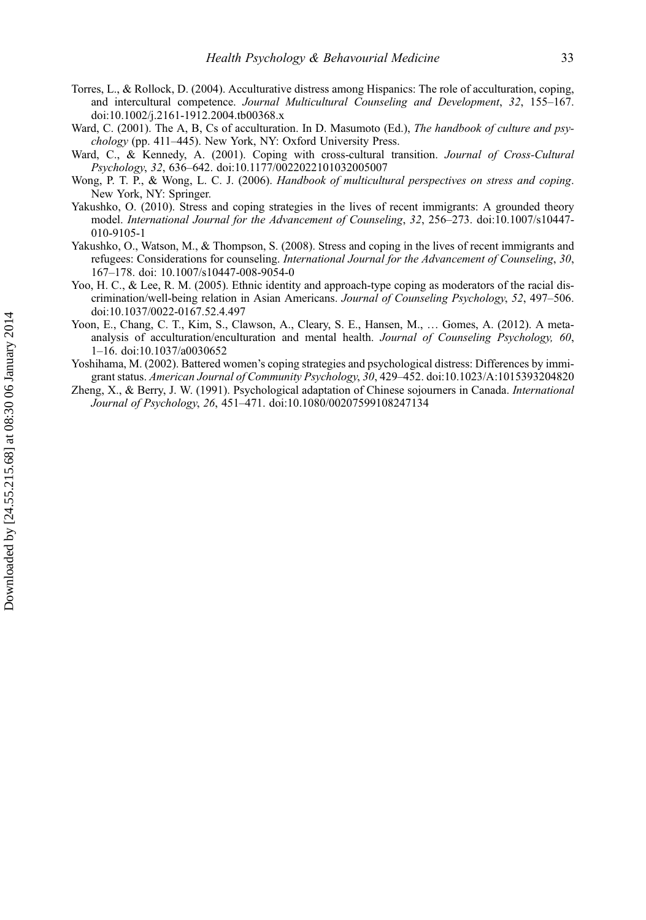Torres, L., & Rollock, D. (2004). Acculturative distress among Hispanics: The role of acculturation, coping, and intercultural competence. *Journal Multicultural Counseling and Development*, *32*, 155–167. doi:10.1002/j.2161-1912.2004.tb00368.x

Ward, C. (2001). The A, B, Cs of acculturation. In D. Masumoto (Ed.), *The handbook of culture and psychology* (pp. 411–445). New York, NY: Oxford University Press.

Ward, C., & Kennedy, A. (2001). Coping with cross-cultural transition. *Journal of Cross-Cultural Psychology*, *32*, 636–642. doi:10.1177/0022022101032005007

Wong, P. T. P., & Wong, L. C. J. (2006). *Handbook of multicultural perspectives on stress and coping*. New York, NY: Springer.

Yakushko, O. (2010). Stress and coping strategies in the lives of recent immigrants: A grounded theory model. *International Journal for the Advancement of Counseling*, *32*, 256–273. doi:10.1007/s10447-010-9105-1

Yakushko, O., Watson, M., & Thompson, S. (2008). Stress and coping in the lives of recent immigrants and refugees: Considerations for counseling. *International Journal for the Advancement of Counseling*, *30*, 167–178. doi: 10.1007/s10447-008-9054-0

Yoo, H. C., & Lee, R. M. (2005). Ethnic identity and approach-type coping as moderators of the racial discrimination/well-being relation in Asian Americans. *Journal of Counseling Psychology*, *52*, 497–506. doi:10.1037/0022-0167.52.4.497

Yoon, E., Chang, C. T., Kim, S., Clawson, A., Cleary, S. E., Hansen, M., … Gomes, A. (2012). A meta-analysis of acculturation/enculturation and mental health. *Journal of Counseling Psychology, 60*, 1–16. doi:10.1037/a0030652

Yoshihama, M. (2002). Battered women's coping strategies and psychological distress: Differences by immigrant status. *American Journal of Community Psychology*, *30*, 429–452. doi:10.1023/A:1015393204820

Zheng, X., & Berry, J. W. (1991). Psychological adaptation of Chinese sojourners in Canada. *International Journal of Psychology*, *26*, 451–471. doi:10.1080/00207599108247134